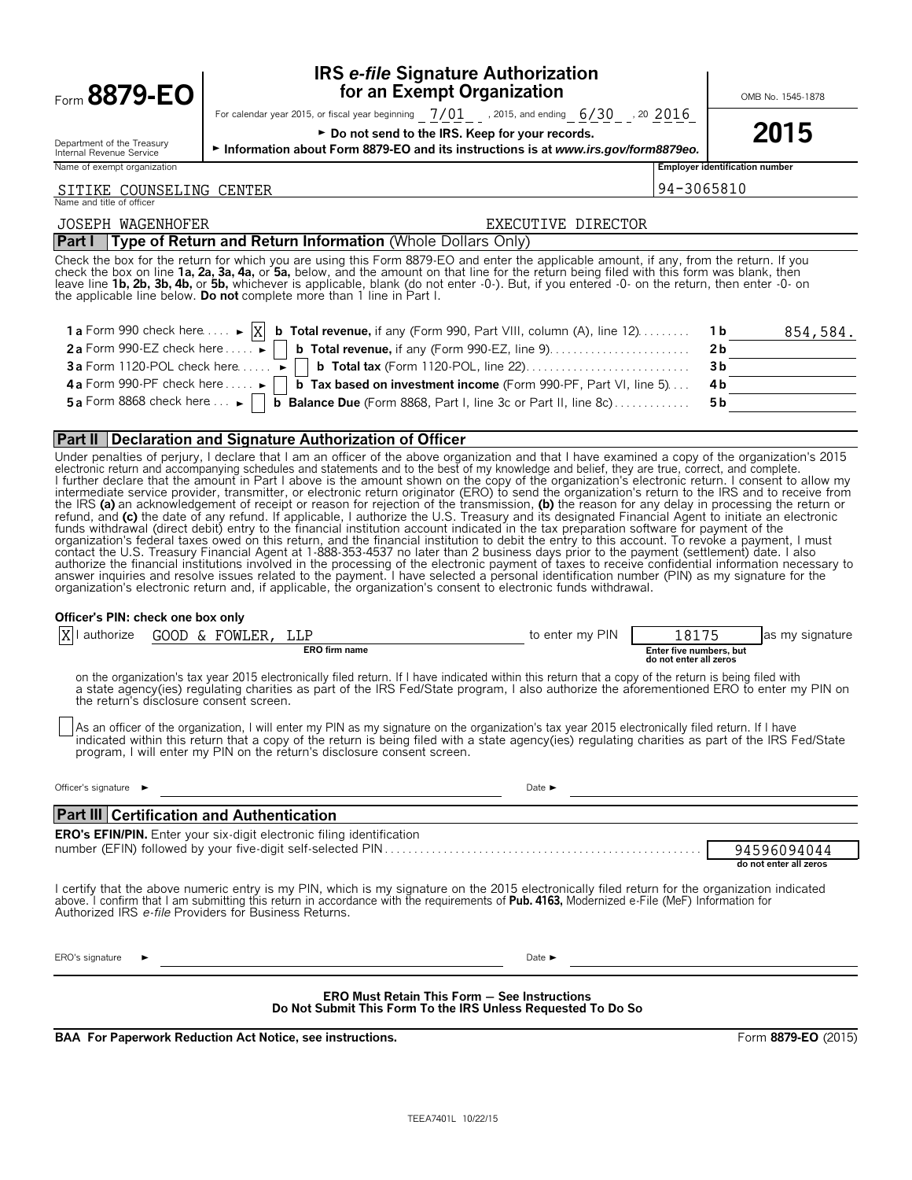# Form 8879-EO

## IRS *e-file* Signature Authorization for an Exempt Organization

OMB No. 1545-1878

**2015**

For calendar year 2015, or fiscal year beginning 7/01, 2015, and ending 6/30, 20 2016

► Do not send to the IRS. Keep for your records.

► Information about Form 8879-EO and its instructions is at *www.irs.gov/form8879eo.*

Department of the Treasury
Internal Revenue Service

| Name of exempt organization | Employer identification number |
|---|---|
| SITIKE COUNSELING CENTER | 94-3065810 |

Name and title of officer

JOSEPH WAGENHOFER — EXECUTIVE DIRECTOR

### Part I — Type of Return and Return Information (Whole Dollars Only)

Check the box for the return for which you are using this Form 8879-EO and enter the applicable amount, if any, from the return. If you check the box on line **1a, 2a, 3a, 4a,** or **5a,** below, and the amount on that line for the return being filed with this form was blank, then leave line **1b, 2b, 3b, 4b,** or **5b,** whichever is applicable, blank (do not enter -0-). But, if you entered -0- on the return, then enter -0- on the applicable line below. **Do not** complete more than 1 line in Part I.

| | | | |
|---|---|---|---|
| **1a** Form 990 check here ► [X] | **b Total revenue,** if any (Form 990, Part VIII, column (A), line 12) | **1b** | 854,584. |
| **2a** Form 990-EZ check here ► [ ] | **b Total revenue,** if any (Form 990-EZ, line 9) | **2b** | |
| **3a** Form 1120-POL check here ► [ ] | **b Total tax** (Form 1120-POL, line 22) | **3b** | |
| **4a** Form 990-PF check here ► [ ] | **b Tax based on investment income** (Form 990-PF, Part VI, line 5) | **4b** | |
| **5a** Form 8868 check here ► [ ] | **b Balance Due** (Form 8868, Part I, line 3c or Part II, line 8c) | **5b** | |

### Part II — Declaration and Signature Authorization of Officer

Under penalties of perjury, I declare that I am an officer of the above organization and that I have examined a copy of the organization's 2015 electronic return and accompanying schedules and statements and to the best of my knowledge and belief, they are true, correct, and complete. I further declare that the amount in Part I above is the amount shown on the copy of the organization's electronic return. I consent to allow my intermediate service provider, transmitter, or electronic return originator (ERO) to send the organization's return to the IRS and to receive from the IRS **(a)** an acknowledgement of receipt or reason for rejection of the transmission, **(b)** the reason for any delay in processing the return or refund, and **(c)** the date of any refund. If applicable, I authorize the U.S. Treasury and its designated Financial Agent to initiate an electronic funds withdrawal (direct debit) entry to the financial institution account indicated in the tax preparation software for payment of the organization's federal taxes owed on this return, and the financial institution to debit the entry to this account. To revoke a payment, I must contact the U.S. Treasury Financial Agent at 1-888-353-4537 no later than 2 business days prior to the payment (settlement) date. I also authorize the financial institutions involved in the processing of the electronic payment of taxes to receive confidential information necessary to answer inquiries and resolve issues related to the payment. I have selected a personal identification number (PIN) as my signature for the organization's electronic return and, if applicable, the organization's consent to electronic funds withdrawal.

**Officer's PIN: check one box only**

[X] I authorize GOOD & FOWLER, LLP (ERO firm name) to enter my PIN 18175 (Enter five numbers, but do not enter all zeros) as my signature on the organization's tax year 2015 electronically filed return. If I have indicated within this return that a copy of the return is being filed with a state agency(ies) regulating charities as part of the IRS Fed/State program, I also authorize the aforementioned ERO to enter my PIN on the return's disclosure consent screen.

[ ] As an officer of the organization, I will enter my PIN as my signature on the organization's tax year 2015 electronically filed return. If I have indicated within this return that a copy of the return is being filed with a state agency(ies) regulating charities as part of the IRS Fed/State program, I will enter my PIN on the return's disclosure consent screen.

Officer's signature ► ______________________ Date ► ______________________

### Part III — Certification and Authentication

**ERO's EFIN/PIN.** Enter your six-digit electronic filing identification number (EFIN) followed by your five-digit self-selected PIN: 94596094044 (do not enter all zeros)

I certify that the above numeric entry is my PIN, which is my signature on the 2015 electronically filed return for the organization indicated above. I confirm that I am submitting this return in accordance with the requirements of **Pub. 4163,** Modernized e-File (MeF) Information for Authorized IRS *e-file* Providers for Business Returns.

ERO's signature ► ______________________ Date ► ______________________

**ERO Must Retain This Form — See Instructions**
**Do Not Submit This Form To the IRS Unless Requested To Do So**

**BAA For Paperwork Reduction Act Notice, see instructions.** Form **8879-EO** (2015)

TEEA7401L 10/22/15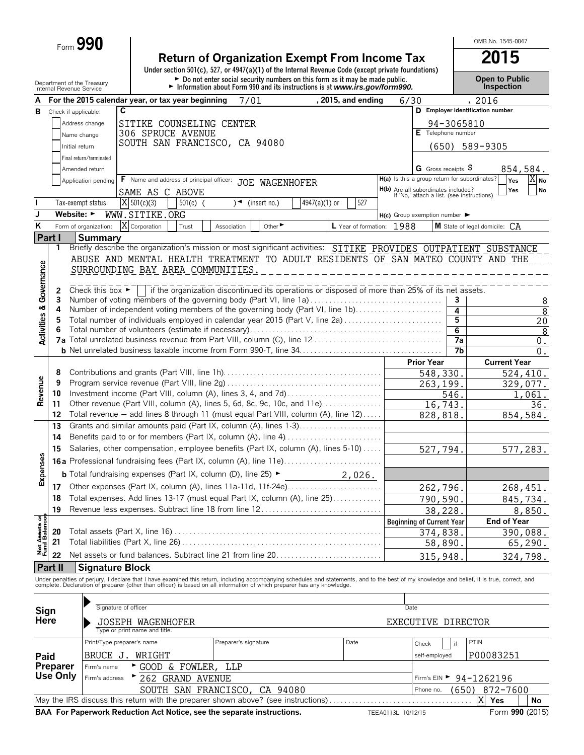Form **990**

# Return of Organization Exempt From Income Tax

**2015**

Under section 501(c), 527, or 4947(a)(1) of the Internal Revenue Code (except private foundations)

► Do not enter social security numbers on this form as it may be made public.

► Information about Form 990 and its instructions is at *www.irs.gov/form990.*

OMB No. 1545-0047

**Open to Public Inspection**

Department of the Treasury
Internal Revenue Service

**A** For the 2015 calendar year, or tax year beginning 7/01 , 2015, and ending 6/30 , 2016

**B** Check if applicable:
- Address change
- Name change
- Initial return
- Final return/terminated
- Amended return
- Application pending

**C** SITIKE COUNSELING CENTER
306 SPRUCE AVENUE
SOUTH SAN FRANCISCO, CA 94080

**D** Employer identification number: 94-3065810

**E** Telephone number: (650) 589-9305

**G** Gross receipts $ 854,584.

**F** Name and address of principal officer: JOE WAGENHOFER
SAME AS C ABOVE

**H(a)** Is this a group return for subordinates? Yes [ ] No [X]

**H(b)** Are all subordinates included? Yes [ ] No [ ]
If 'No,' attach a list. (see instructions)

**I** Tax-exempt status: [X] 501(c)(3) [ ] 501(c) ( ) ◄ (insert no.) [ ] 4947(a)(1) or [ ] 527

**J** Website: ► WWW.SITIKE.ORG

**H(c)** Group exemption number ►

**K** Form of organization: [X] Corporation [ ] Trust [ ] Association [ ] Other ►

**L** Year of formation: 1988

**M** State of legal domicile: CA

## Part I Summary

**Activities & Governance**

1 Briefly describe the organization's mission or most significant activities: SITIKE PROVIDES OUTPATIENT SUBSTANCE ABUSE AND MENTAL HEALTH TREATMENT TO ADULT RESIDENTS OF SAN MATEO COUNTY AND THE SURROUNDING BAY AREA COMMUNITIES.

2 Check this box ► [ ] if the organization discontinued its operations or disposed of more than 25% of its net assets.

| | | | |
|---|---|---|---|
| 3 | Number of voting members of the governing body (Part VI, line 1a) | 3 | 8 |
| 4 | Number of independent voting members of the governing body (Part VI, line 1b) | 4 | 8 |
| 5 | Total number of individuals employed in calendar year 2015 (Part V, line 2a) | 5 | 20 |
| 6 | Total number of volunteers (estimate if necessary) | 6 | 8 |
| 7a | Total unrelated business revenue from Part VIII, column (C), line 12 | 7a | 0. |
| b | Net unrelated business taxable income from Form 990-T, line 34 | 7b | 0. |

**Revenue**

| | | Prior Year | Current Year |
|---|---|---|---|
| 8 | Contributions and grants (Part VIII, line 1h) | 548,330. | 524,410. |
| 9 | Program service revenue (Part VIII, line 2g) | 263,199. | 329,077. |
| 10 | Investment income (Part VIII, column (A), lines 3, 4, and 7d) | 546. | 1,061. |
| 11 | Other revenue (Part VIII, column (A), lines 5, 6d, 8c, 9c, 10c, and 11e) | 16,743. | 36. |
| 12 | Total revenue – add lines 8 through 11 (must equal Part VIII, column (A), line 12) | 828,818. | 854,584. |

**Expenses**

| | | Prior Year | Current Year |
|---|---|---|---|
| 13 | Grants and similar amounts paid (Part IX, column (A), lines 1-3) | | |
| 14 | Benefits paid to or for members (Part IX, column (A), line 4) | | |
| 15 | Salaries, other compensation, employee benefits (Part IX, column (A), lines 5-10) | 527,794. | 577,283. |
| 16a | Professional fundraising fees (Part IX, column (A), line 11e) | | |
| b | Total fundraising expenses (Part IX, column (D), line 25) ► 2,026. | | |
| 17 | Other expenses (Part IX, column (A), lines 11a-11d, 11f-24e) | 262,796. | 268,451. |
| 18 | Total expenses. Add lines 13-17 (must equal Part IX, column (A), line 25) | 790,590. | 845,734. |
| 19 | Revenue less expenses. Subtract line 18 from line 12 | 38,228. | 8,850. |

**Net Assets or Fund Balances**

| | | Beginning of Current Year | End of Year |
|---|---|---|---|
| 20 | Total assets (Part X, line 16) | 374,838. | 390,088. |
| 21 | Total liabilities (Part X, line 26) | 58,890. | 65,290. |
| 22 | Net assets or fund balances. Subtract line 21 from line 20 | 315,948. | 324,798. |

## Part II Signature Block

Under penalties of perjury, I declare that I have examined this return, including accompanying schedules and statements, and to the best of my knowledge and belief, it is true, correct, and complete. Declaration of preparer (other than officer) is based on all information of which preparer has any knowledge.

**Sign Here**

► Signature of officer ___________ Date ___________

► JOSEPH WAGENHOFER EXECUTIVE DIRECTOR
Type or print name and title.

**Paid Preparer Use Only**

| Print/Type preparer's name | Preparer's signature | Date | Check [ ] if self-employed | PTIN |
|---|---|---|---|---|
| BRUCE J. WRIGHT | | | | P00083251 |

Firm's name ► GOOD & FOWLER, LLP
Firm's address ► 262 GRAND AVENUE
SOUTH SAN FRANCISCO, CA 94080
Firm's EIN ► 94-1262196
Phone no. (650) 872-7600

May the IRS discuss this return with the preparer shown above? (see instructions) [X] Yes [ ] No

**BAA For Paperwork Reduction Act Notice, see the separate instructions.** TEEA0113L 10/12/15 Form **990** (2015)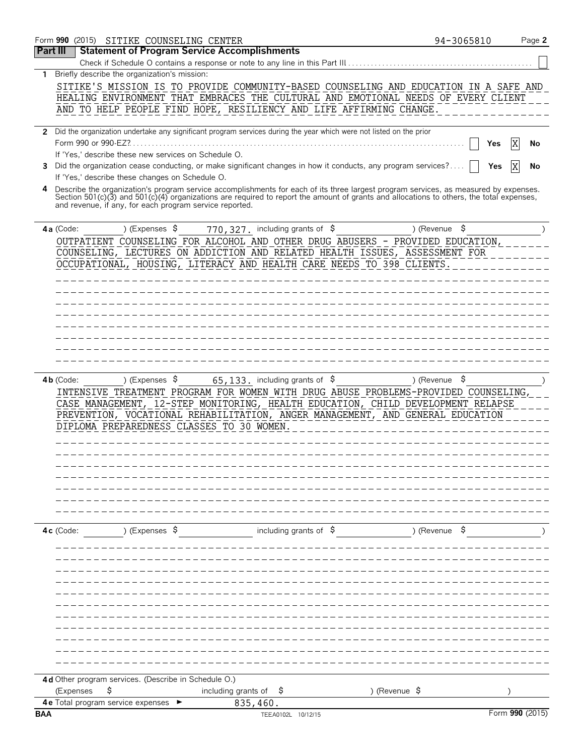Form **990** (2015) SITIKE COUNSELING CENTER 94-3065810 Page **2**

## Part III Statement of Program Service Accomplishments

Check if Schedule O contains a response or note to any line in this Part III ☐

**1** Briefly describe the organization's mission:

SITIKE'S MISSION IS TO PROVIDE COMMUNITY-BASED COUNSELING AND EDUCATION IN A SAFE AND HEALING ENVIRONMENT THAT EMBRACES THE CULTURAL AND EMOTIONAL NEEDS OF EVERY CLIENT AND TO HELP PEOPLE FIND HOPE, RESILIENCY AND LIFE AFFIRMING CHANGE.

**2** Did the organization undertake any significant program services during the year which were not listed on the prior Form 990 or 990-EZ? ☐ **Yes** ☒ **No**

If 'Yes,' describe these new services on Schedule O.

**3** Did the organization cease conducting, or make significant changes in how it conducts, any program services? ☐ **Yes** ☒ **No**

If 'Yes,' describe these changes on Schedule O.

**4** Describe the organization's program service accomplishments for each of its three largest program services, as measured by expenses. Section 501(c)(3) and 501(c)(4) organizations are required to report the amount of grants and allocations to others, the total expenses, and revenue, if any, for each program service reported.

**4a** (Code: ) (Expenses $ 770,327. including grants of $ ) (Revenue $ )

OUTPATIENT COUNSELING FOR ALCOHOL AND OTHER DRUG ABUSERS - PROVIDED EDUCATION, COUNSELING, LECTURES ON ADDICTION AND RELATED HEALTH ISSUES, ASSESSMENT FOR OCCUPATIONAL, HOUSING, LITERACY AND HEALTH CARE NEEDS TO 398 CLIENTS.

**4b** (Code: ) (Expenses $ 65,133. including grants of $ ) (Revenue $ )

INTENSIVE TREATMENT PROGRAM FOR WOMEN WITH DRUG ABUSE PROBLEMS-PROVIDED COUNSELING, CASE MANAGEMENT, 12-STEP MONITORING, HEALTH EDUCATION, CHILD DEVELOPMENT RELAPSE PREVENTION, VOCATIONAL REHABILITATION, ANGER MANAGEMENT, AND GENERAL EDUCATION DIPLOMA PREPAREDNESS CLASSES TO 30 WOMEN.

**4c** (Code: ) (Expenses $ including grants of $ ) (Revenue $ )

**4d** Other program services. (Describe in Schedule O.)

(Expenses $ including grants of $ ) (Revenue $ )

**4e** Total program service expenses ► 835,460.

**BAA** TEEA0102L 10/12/15 Form **990** (2015)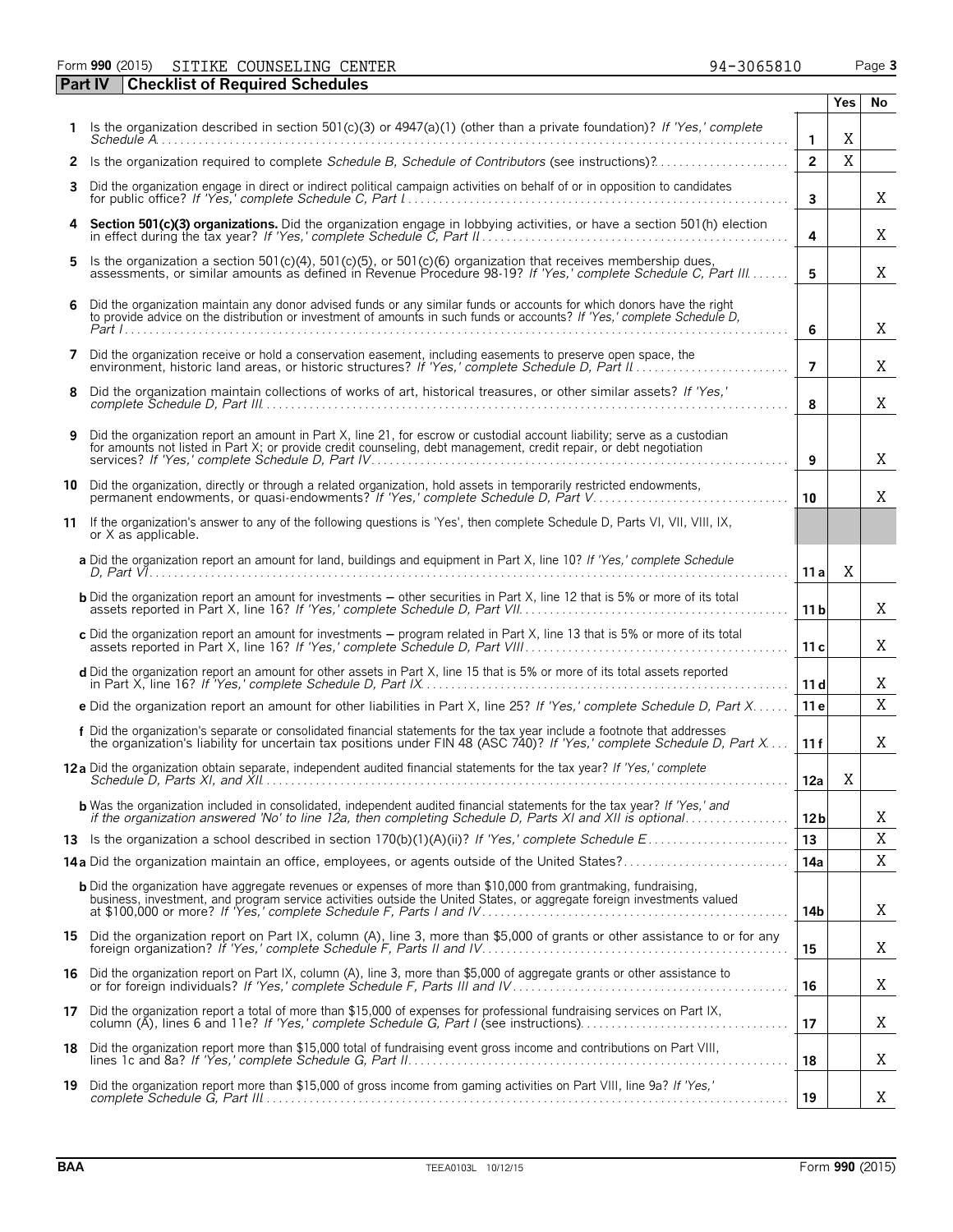Form **990** (2015) SITIKE COUNSELING CENTER 94-3065810

## Part IV Checklist of Required Schedules

| | | | Yes | No |
|---|---|---|---|---|
| **1** | Is the organization described in section 501(c)(3) or 4947(a)(1) (other than a private foundation)? *If 'Yes,' complete Schedule A* | **1** | X | |
| **2** | Is the organization required to complete *Schedule B, Schedule of Contributors* (see instructions)? | **2** | X | |
| **3** | Did the organization engage in direct or indirect political campaign activities on behalf of or in opposition to candidates for public office? *If 'Yes,' complete Schedule C, Part I* | **3** | | X |
| **4** | **Section 501(c)(3) organizations.** Did the organization engage in lobbying activities, or have a section 501(h) election in effect during the tax year? *If 'Yes,' complete Schedule C, Part II* | **4** | | X |
| **5** | Is the organization a section 501(c)(4), 501(c)(5), or 501(c)(6) organization that receives membership dues, assessments, or similar amounts as defined in Revenue Procedure 98-19? *If 'Yes,' complete Schedule C, Part III* | **5** | | X |
| **6** | Did the organization maintain any donor advised funds or any similar funds or accounts for which donors have the right to provide advice on the distribution or investment of amounts in such funds or accounts? *If 'Yes,' complete Schedule D, Part I* | **6** | | X |
| **7** | Did the organization receive or hold a conservation easement, including easements to preserve open space, the environment, historic land areas, or historic structures? *If 'Yes,' complete Schedule D, Part II* | **7** | | X |
| **8** | Did the organization maintain collections of works of art, historical treasures, or other similar assets? *If 'Yes,' complete Schedule D, Part III* | **8** | | X |
| **9** | Did the organization report an amount in Part X, line 21, for escrow or custodial account liability; serve as a custodian for amounts not listed in Part X; or provide credit counseling, debt management, credit repair, or debt negotiation services? *If 'Yes,' complete Schedule D, Part IV* | **9** | | X |
| **10** | Did the organization, directly or through a related organization, hold assets in temporarily restricted endowments, permanent endowments, or quasi-endowments? *If 'Yes,' complete Schedule D, Part V* | **10** | | X |
| **11** | If the organization's answer to any of the following questions is 'Yes', then complete Schedule D, Parts VI, VII, VIII, IX, or X as applicable. | | | |
| | **a** Did the organization report an amount for land, buildings and equipment in Part X, line 10? *If 'Yes,' complete Schedule D, Part VI* | **11 a** | X | |
| | **b** Did the organization report an amount for investments – other securities in Part X, line 12 that is 5% or more of its total assets reported in Part X, line 16? *If 'Yes,' complete Schedule D, Part VII* | **11 b** | | X |
| | **c** Did the organization report an amount for investments – program related in Part X, line 13 that is 5% or more of its total assets reported in Part X, line 16? *If 'Yes,' complete Schedule D, Part VIII* | **11 c** | | X |
| | **d** Did the organization report an amount for other assets in Part X, line 15 that is 5% or more of its total assets reported in Part X, line 16? *If 'Yes,' complete Schedule D, Part IX* | **11 d** | | X |
| | **e** Did the organization report an amount for other liabilities in Part X, line 25? *If 'Yes,' complete Schedule D, Part X* | **11 e** | | X |
| | **f** Did the organization's separate or consolidated financial statements for the tax year include a footnote that addresses the organization's liability for uncertain tax positions under FIN 48 (ASC 740)? *If 'Yes,' complete Schedule D, Part X* | **11 f** | | X |
| **12 a** | Did the organization obtain separate, independent audited financial statements for the tax year? *If 'Yes,' complete Schedule D, Parts XI, and XII* | **12a** | X | |
| | **b** Was the organization included in consolidated, independent audited financial statements for the tax year? *If 'Yes,' and if the organization answered 'No' to line 12a, then completing Schedule D, Parts XI and XII is optional* | **12b** | | X |
| **13** | Is the organization a school described in section 170(b)(1)(A)(ii)? *If 'Yes,' complete Schedule E* | **13** | | X |
| **14 a** | Did the organization maintain an office, employees, or agents outside of the United States? | **14a** | | X |
| | **b** Did the organization have aggregate revenues or expenses of more than $10,000 from grantmaking, fundraising, business, investment, and program service activities outside the United States, or aggregate foreign investments valued at $100,000 or more? *If 'Yes,' complete Schedule F, Parts I and IV* | **14b** | | X |
| **15** | Did the organization report on Part IX, column (A), line 3, more than $5,000 of grants or other assistance to or for any foreign organization? *If 'Yes,' complete Schedule F, Parts II and IV* | **15** | | X |
| **16** | Did the organization report on Part IX, column (A), line 3, more than $5,000 of aggregate grants or other assistance to or for foreign individuals? *If 'Yes,' complete Schedule F, Parts III and IV* | **16** | | X |
| **17** | Did the organization report a total of more than $15,000 of expenses for professional fundraising services on Part IX, column (A), lines 6 and 11e? *If 'Yes,' complete Schedule G, Part I* (see instructions) | **17** | | X |
| **18** | Did the organization report more than $15,000 total of fundraising event gross income and contributions on Part VIII, lines 1c and 8a? *If 'Yes,' complete Schedule G, Part II* | **18** | | X |
| **19** | Did the organization report more than $15,000 of gross income from gaming activities on Part VIII, line 9a? *If 'Yes,' complete Schedule G, Part III* | **19** | | X |

BAA TEEA0103L 10/12/15 Form **990** (2015)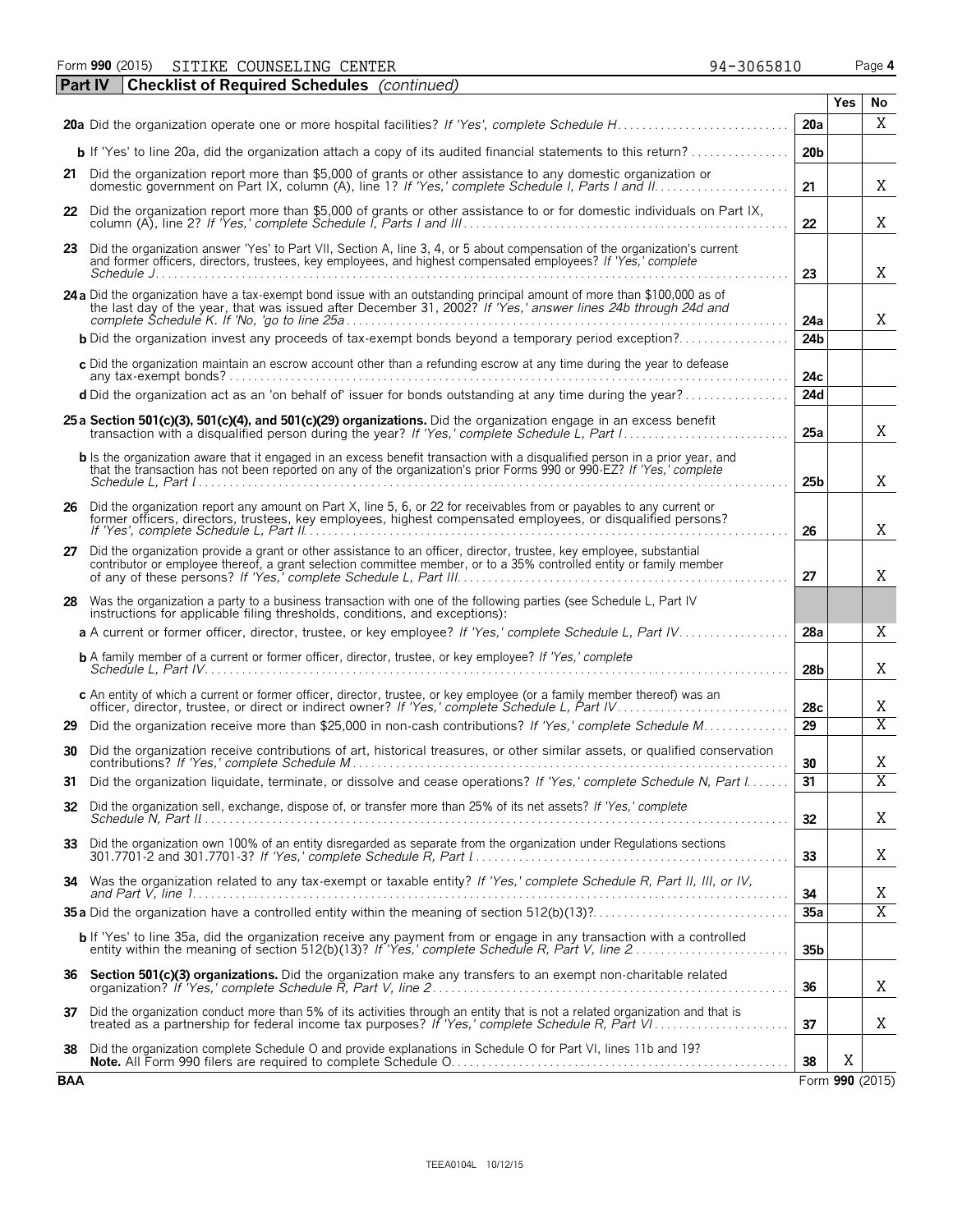Form **990** (2015) SITIKE COUNSELING CENTER 94-3065810 Page **4**

**Part IV** **Checklist of Required Schedules** *(continued)*

| | | | Yes | No |
|---|---|---|---|---|
| **20a** | Did the organization operate one or more hospital facilities? *If 'Yes', complete Schedule H* | **20a** | | X |
| **b** | If 'Yes' to line 20a, did the organization attach a copy of its audited financial statements to this return? | **20b** | | |
| **21** | Did the organization report more than $5,000 of grants or other assistance to any domestic organization or domestic government on Part IX, column (A), line 1? *If 'Yes,' complete Schedule I, Parts I and II* | **21** | | X |
| **22** | Did the organization report more than $5,000 of grants or other assistance to or for domestic individuals on Part IX, column (A), line 2? *If 'Yes,' complete Schedule I, Parts I and III* | **22** | | X |
| **23** | Did the organization answer 'Yes' to Part VII, Section A, line 3, 4, or 5 about compensation of the organization's current and former officers, directors, trustees, key employees, and highest compensated employees? *If 'Yes,' complete Schedule J* | **23** | | X |
| **24a** | Did the organization have a tax-exempt bond issue with an outstanding principal amount of more than $100,000 as of the last day of the year, that was issued after December 31, 2002? *If 'Yes,' answer lines 24b through 24d and complete Schedule K. If 'No,' go to line 25a* | **24a** | | X |
| **b** | Did the organization invest any proceeds of tax-exempt bonds beyond a temporary period exception? | **24b** | | |
| **c** | Did the organization maintain an escrow account other than a refunding escrow at any time during the year to defease any tax-exempt bonds? | **24c** | | |
| **d** | Did the organization act as an 'on behalf of' issuer for bonds outstanding at any time during the year? | **24d** | | |
| **25a** | **Section 501(c)(3), 501(c)(4), and 501(c)(29) organizations.** Did the organization engage in an excess benefit transaction with a disqualified person during the year? *If 'Yes,' complete Schedule L, Part I* | **25a** | | X |
| **b** | Is the organization aware that it engaged in an excess benefit transaction with a disqualified person in a prior year, and that the transaction has not been reported on any of the organization's prior Forms 990 or 990-EZ? *If 'Yes,' complete Schedule L, Part I* | **25b** | | X |
| **26** | Did the organization report any amount on Part X, line 5, 6, or 22 for receivables from or payables to any current or former officers, directors, trustees, key employees, highest compensated employees, or disqualified persons? *If 'Yes,' complete Schedule L, Part II* | **26** | | X |
| **27** | Did the organization provide a grant or other assistance to an officer, director, trustee, key employee, substantial contributor or employee thereof, a grant selection committee member, or to a 35% controlled entity or family member of any of these persons? *If 'Yes,' complete Schedule L, Part III* | **27** | | X |
| **28** | Was the organization a party to a business transaction with one of the following parties (see Schedule L, Part IV instructions for applicable filing thresholds, conditions, and exceptions): | | | |
| **a** | A current or former officer, director, trustee, or key employee? *If 'Yes,' complete Schedule L, Part IV* | **28a** | | X |
| **b** | A family member of a current or former officer, director, trustee, or key employee? *If 'Yes,' complete Schedule L, Part IV* | **28b** | | X |
| **c** | An entity of which a current or former officer, director, trustee, or key employee (or a family member thereof) was an officer, director, trustee, or direct or indirect owner? *If 'Yes,' complete Schedule L, Part IV* | **28c** | | X |
| **29** | Did the organization receive more than $25,000 in non-cash contributions? *If 'Yes,' complete Schedule M* | **29** | | X |
| **30** | Did the organization receive contributions of art, historical treasures, or other similar assets, or qualified conservation contributions? *If 'Yes,' complete Schedule M* | **30** | | X |
| **31** | Did the organization liquidate, terminate, or dissolve and cease operations? *If 'Yes,' complete Schedule N, Part I* | **31** | | X |
| **32** | Did the organization sell, exchange, dispose of, or transfer more than 25% of its net assets? *If 'Yes,' complete Schedule N, Part II* | **32** | | X |
| **33** | Did the organization own 100% of an entity disregarded as separate from the organization under Regulations sections 301.7701-2 and 301.7701-3? *If 'Yes,' complete Schedule R, Part I* | **33** | | X |
| **34** | Was the organization related to any tax-exempt or taxable entity? *If 'Yes,' complete Schedule R, Part II, III, or IV, and Part V, line 1* | **34** | | X |
| **35a** | Did the organization have a controlled entity within the meaning of section 512(b)(13)? | **35a** | | X |
| **b** | If 'Yes' to line 35a, did the organization receive any payment from or engage in any transaction with a controlled entity within the meaning of section 512(b)(13)? *If 'Yes,' complete Schedule R, Part V, line 2* | **35b** | | |
| **36** | **Section 501(c)(3) organizations.** Did the organization make any transfers to an exempt non-charitable related organization? *If 'Yes,' complete Schedule R, Part V, line 2* | **36** | | X |
| **37** | Did the organization conduct more than 5% of its activities through an entity that is not a related organization and that is treated as a partnership for federal income tax purposes? *If 'Yes,' complete Schedule R, Part VI* | **37** | | X |
| **38** | Did the organization complete Schedule O and provide explanations in Schedule O for Part VI, lines 11b and 19? **Note.** All Form 990 filers are required to complete Schedule O. | **38** | X | |

**BAA** Form **990** (2015)

TEEA0104L 10/12/15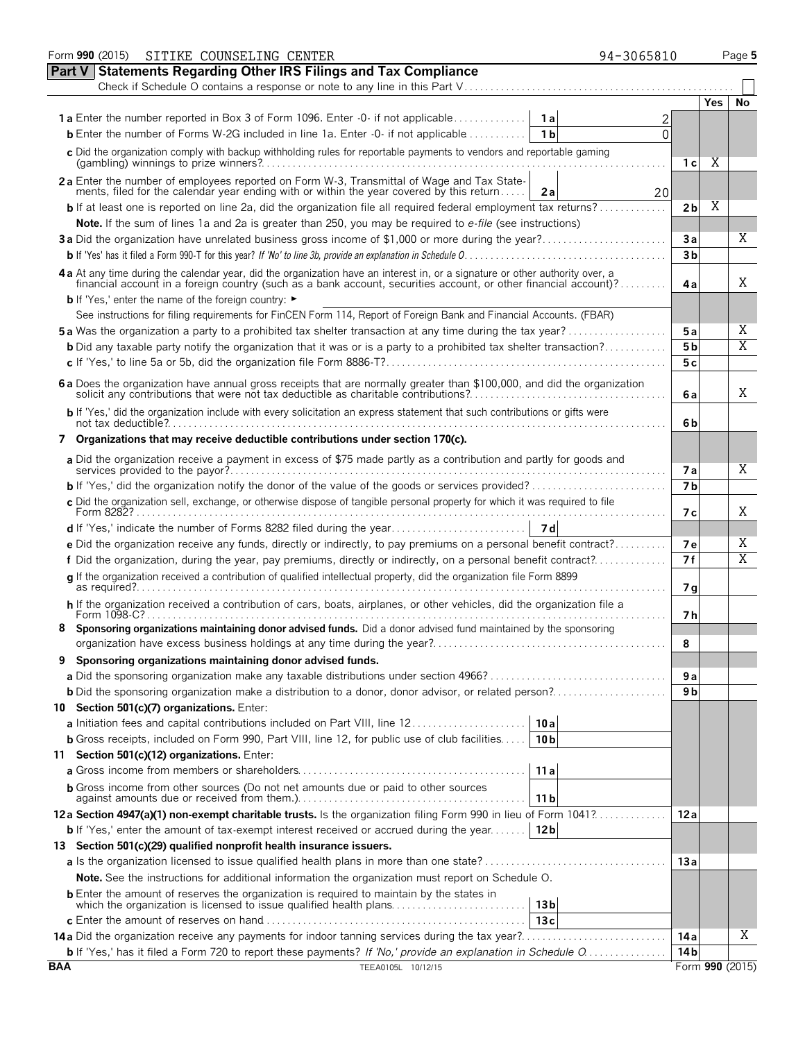Form **990** (2015) SITIKE COUNSELING CENTER 94-3065810 Page **5**

## Part V Statements Regarding Other IRS Filings and Tax Compliance

Check if Schedule O contains a response or note to any line in this Part V . . . . . . ☐

| | | | | Yes | No |
|---|---|---|---|---|---|
| **1 a** Enter the number reported in Box 3 of Form 1096. Enter -0- if not applicable | 1 a | 2 | | | |
| **b** Enter the number of Forms W-2G included in line 1a. Enter -0- if not applicable | 1 b | 0 | | | |
| **c** Did the organization comply with backup withholding rules for reportable payments to vendors and reportable gaming (gambling) winnings to prize winners? | | | 1 c | X | |
| **2 a** Enter the number of employees reported on Form W-3, Transmittal of Wage and Tax Statements, filed for the calendar year ending with or within the year covered by this return | 2 a | 20 | | | |
| **b** If at least one is reported on line 2a, did the organization file all required federal employment tax returns? | | | 2 b | X | |
| **Note.** If the sum of lines 1a and 2a is greater than 250, you may be required to *e-file* (see instructions) | | | | | |
| **3 a** Did the organization have unrelated business gross income of $1,000 or more during the year? | | | 3 a | | X |
| **b** If 'Yes' has it filed a Form 990-T for this year? *If 'No' to line 3b, provide an explanation in Schedule O* | | | 3 b | | |
| **4 a** At any time during the calendar year, did the organization have an interest in, or a signature or other authority over, a financial account in a foreign country (such as a bank account, securities account, or other financial account)? | | | 4 a | | X |
| **b** If 'Yes,' enter the name of the foreign country: ► | | | | | |
| See instructions for filing requirements for FinCEN Form 114, Report of Foreign Bank and Financial Accounts. (FBAR) | | | | | |
| **5 a** Was the organization a party to a prohibited tax shelter transaction at any time during the tax year? | | | 5 a | | X |
| **b** Did any taxable party notify the organization that it was or is a party to a prohibited tax shelter transaction? | | | 5 b | | X |
| **c** If 'Yes,' to line 5a or 5b, did the organization file Form 8886-T? | | | 5 c | | |
| **6 a** Does the organization have annual gross receipts that are normally greater than $100,000, and did the organization solicit any contributions that were not tax deductible as charitable contributions? | | | 6 a | | X |
| **b** If 'Yes,' did the organization include with every solicitation an express statement that such contributions or gifts were not tax deductible? | | | 6 b | | |
| **7 Organizations that may receive deductible contributions under section 170(c).** | | | | | |
| **a** Did the organization receive a payment in excess of $75 made partly as a contribution and partly for goods and services provided to the payor? | | | 7 a | | X |
| **b** If 'Yes,' did the organization notify the donor of the value of the goods or services provided? | | | 7 b | | |
| **c** Did the organization sell, exchange, or otherwise dispose of tangible personal property for which it was required to file Form 8282? | | | 7 c | | X |
| **d** If 'Yes,' indicate the number of Forms 8282 filed during the year | 7 d | | | | |
| **e** Did the organization receive any funds, directly or indirectly, to pay premiums on a personal benefit contract? | | | 7 e | | X |
| **f** Did the organization, during the year, pay premiums, directly or indirectly, on a personal benefit contract? | | | 7 f | | X |
| **g** If the organization received a contribution of qualified intellectual property, did the organization file Form 8899 as required? | | | 7 g | | |
| **h** If the organization received a contribution of cars, boats, airplanes, or other vehicles, did the organization file a Form 1098-C? | | | 7 h | | |
| **8 Sponsoring organizations maintaining donor advised funds.** Did a donor advised fund maintained by the sponsoring organization have excess business holdings at any time during the year? | | | 8 | | |
| **9 Sponsoring organizations maintaining donor advised funds.** | | | | | |
| **a** Did the sponsoring organization make any taxable distributions under section 4966? | | | 9 a | | |
| **b** Did the sponsoring organization make a distribution to a donor, donor advisor, or related person? | | | 9 b | | |
| **10 Section 501(c)(7) organizations.** Enter: | | | | | |
| **a** Initiation fees and capital contributions included on Part VIII, line 12 | 10 a | | | | |
| **b** Gross receipts, included on Form 990, Part VIII, line 12, for public use of club facilities | 10 b | | | | |
| **11 Section 501(c)(12) organizations.** Enter: | | | | | |
| **a** Gross income from members or shareholders | 11 a | | | | |
| **b** Gross income from other sources (Do not net amounts due or paid to other sources against amounts due or received from them.) | 11 b | | | | |
| **12 a Section 4947(a)(1) non-exempt charitable trusts.** Is the organization filing Form 990 in lieu of Form 1041? | | | 12 a | | |
| **b** If 'Yes,' enter the amount of tax-exempt interest received or accrued during the year | 12 b | | | | |
| **13 Section 501(c)(29) qualified nonprofit health insurance issuers.** | | | | | |
| **a** Is the organization licensed to issue qualified health plans in more than one state? | | | 13 a | | |
| **Note.** See the instructions for additional information the organization must report on Schedule O. | | | | | |
| **b** Enter the amount of reserves the organization is required to maintain by the states in which the organization is licensed to issue qualified health plans | 13 b | | | | |
| **c** Enter the amount of reserves on hand | 13 c | | | | |
| **14 a** Did the organization receive any payments for indoor tanning services during the tax year? | | | 14 a | | X |
| **b** If 'Yes,' has it filed a Form 720 to report these payments? *If 'No,' provide an explanation in Schedule O* | | | 14 b | | |

BAA TEEA0105L 10/12/15 Form **990** (2015)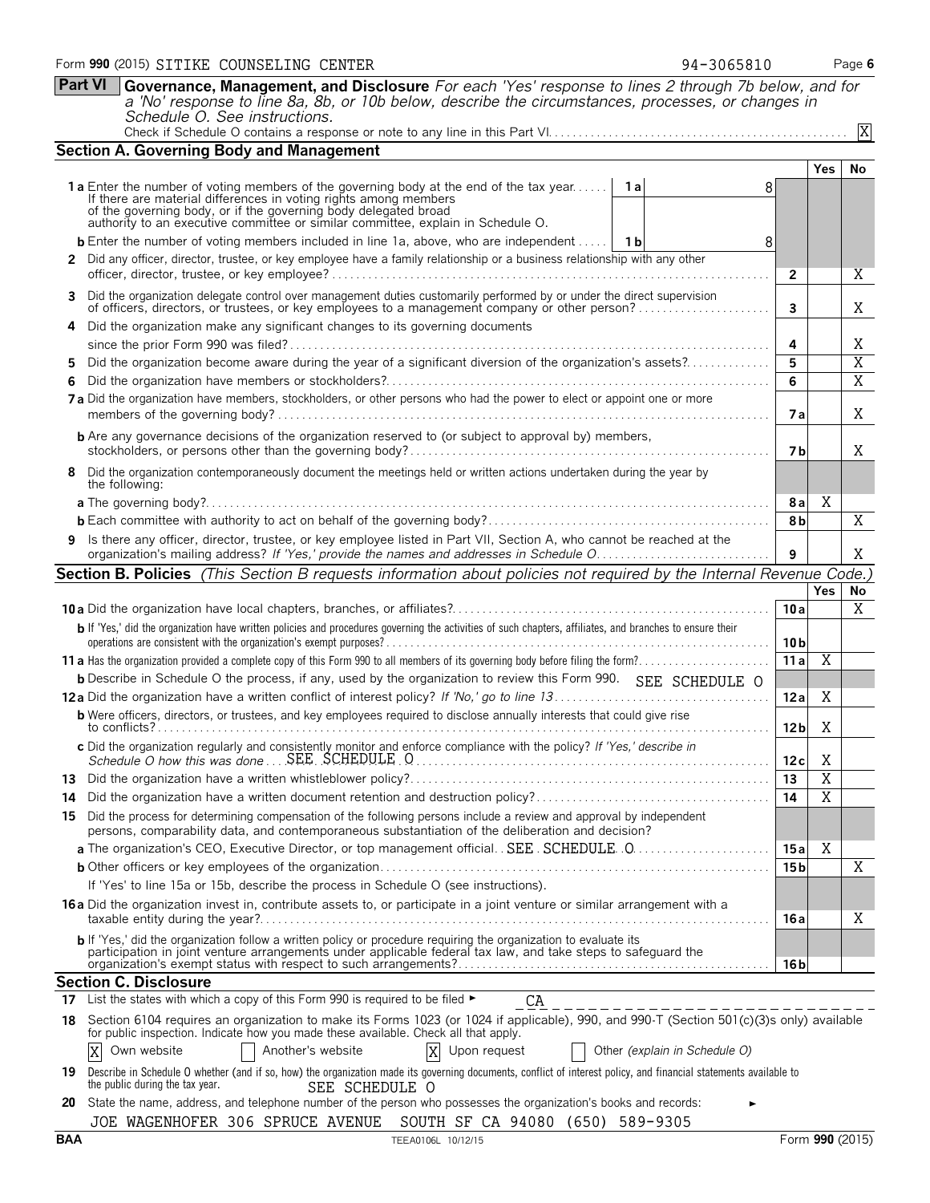Form **990** (2015) SITIKE COUNSELING CENTER 94-3065810 Page **6**

## Part VI Governance, Management, and Disclosure

*For each 'Yes' response to lines 2 through 7b below, and for a 'No' response to line 8a, 8b, or 10b below, describe the circumstances, processes, or changes in Schedule O. See instructions.*

Check if Schedule O contains a response or note to any line in this Part VI. . . . . . . . . . . . . . . . . . . . . . . . . . . . . . . . . . . . . . . . . . . . . . . . . X

### Section A. Governing Body and Management

| | | | Yes | No |
|---|---|---|---|---|
| **1a** Enter the number of voting members of the governing body at the end of the tax year. . . . . . If there are material differences in voting rights among members of the governing body, or if the governing body delegated broad authority to an executive committee or similar committee, explain in Schedule O. | **1a** 8 | | | |
| **b** Enter the number of voting members included in line 1a, above, who are independent . . . . . | **1b** 8 | | | |
| **2** Did any officer, director, trustee, or key employee have a family relationship or a business relationship with any other officer, director, trustee, or key employee? | | **2** | | X |
| **3** Did the organization delegate control over management duties customarily performed by or under the direct supervision of officers, directors, or trustees, or key employees to a management company or other person? | | **3** | | X |
| **4** Did the organization make any significant changes to its governing documents since the prior Form 990 was filed? | | **4** | | X |
| **5** Did the organization become aware during the year of a significant diversion of the organization's assets? | | **5** | | X |
| **6** Did the organization have members or stockholders? | | **6** | | X |
| **7a** Did the organization have members, stockholders, or other persons who had the power to elect or appoint one or more members of the governing body? | | **7a** | | X |
| **b** Are any governance decisions of the organization reserved to (or subject to approval by) members, stockholders, or persons other than the governing body? | | **7b** | | X |
| **8** Did the organization contemporaneously document the meetings held or written actions undertaken during the year by the following: | | | | |
| **a** The governing body? | | **8a** | X | |
| **b** Each committee with authority to act on behalf of the governing body? | | **8b** | | X |
| **9** Is there any officer, director, trustee, or key employee listed in Part VII, Section A, who cannot be reached at the organization's mailing address? *If 'Yes,' provide the names and addresses in Schedule O* | | **9** | | X |

### Section B. Policies *(This Section B requests information about policies not required by the Internal Revenue Code.)*

| | | Yes | No |
|---|---|---|---|
| **10a** Did the organization have local chapters, branches, or affiliates? | **10a** | | X |
| **b** If 'Yes,' did the organization have written policies and procedures governing the activities of such chapters, affiliates, and branches to ensure their operations are consistent with the organization's exempt purposes? | **10b** | | |
| **11a** Has the organization provided a complete copy of this Form 990 to all members of its governing body before filing the form? | **11a** | X | |
| **b** Describe in Schedule O the process, if any, used by the organization to review this Form 990. SEE SCHEDULE O | | | |
| **12a** Did the organization have a written conflict of interest policy? *If 'No,' go to line 13* | **12a** | X | |
| **b** Were officers, directors, or trustees, and key employees required to disclose annually interests that could give rise to conflicts? | **12b** | X | |
| **c** Did the organization regularly and consistently monitor and enforce compliance with the policy? *If 'Yes,' describe in Schedule O how this was done* . . . SEE SCHEDULE O | **12c** | X | |
| **13** Did the organization have a written whistleblower policy? | **13** | X | |
| **14** Did the organization have a written document retention and destruction policy? | **14** | X | |
| **15** Did the process for determining compensation of the following persons include a review and approval by independent persons, comparability data, and contemporaneous substantiation of the deliberation and decision? | | | |
| **a** The organization's CEO, Executive Director, or top management official. . SEE SCHEDULE O | **15a** | X | |
| **b** Other officers or key employees of the organization | **15b** | | X |
| If 'Yes' to line 15a or 15b, describe the process in Schedule O (see instructions). | | | |
| **16a** Did the organization invest in, contribute assets to, or participate in a joint venture or similar arrangement with a taxable entity during the year? | **16a** | | X |
| **b** If 'Yes,' did the organization follow a written policy or procedure requiring the organization to evaluate its participation in joint venture arrangements under applicable federal tax law, and take steps to safeguard the organization's exempt status with respect to such arrangements? | **16b** | | |

### Section C. Disclosure

**17** List the states with which a copy of this Form 990 is required to be filed ► CA

**18** Section 6104 requires an organization to make its Forms 1023 (or 1024 if applicable), 990, and 990-T (Section 501(c)(3)s only) available for public inspection. Indicate how you made these available. Check all that apply.

[X] Own website [ ] Another's website [X] Upon request [ ] Other *(explain in Schedule O)*

**19** Describe in Schedule O whether (and if so, how) the organization made its governing documents, conflict of interest policy, and financial statements available to the public during the tax year. SEE SCHEDULE O

**20** State the name, address, and telephone number of the person who possesses the organization's books and records: ►

JOE WAGENHOFER 306 SPRUCE AVENUE SOUTH SF CA 94080 (650) 589-9305

BAA TEEA0106L 10/12/15 Form **990** (2015)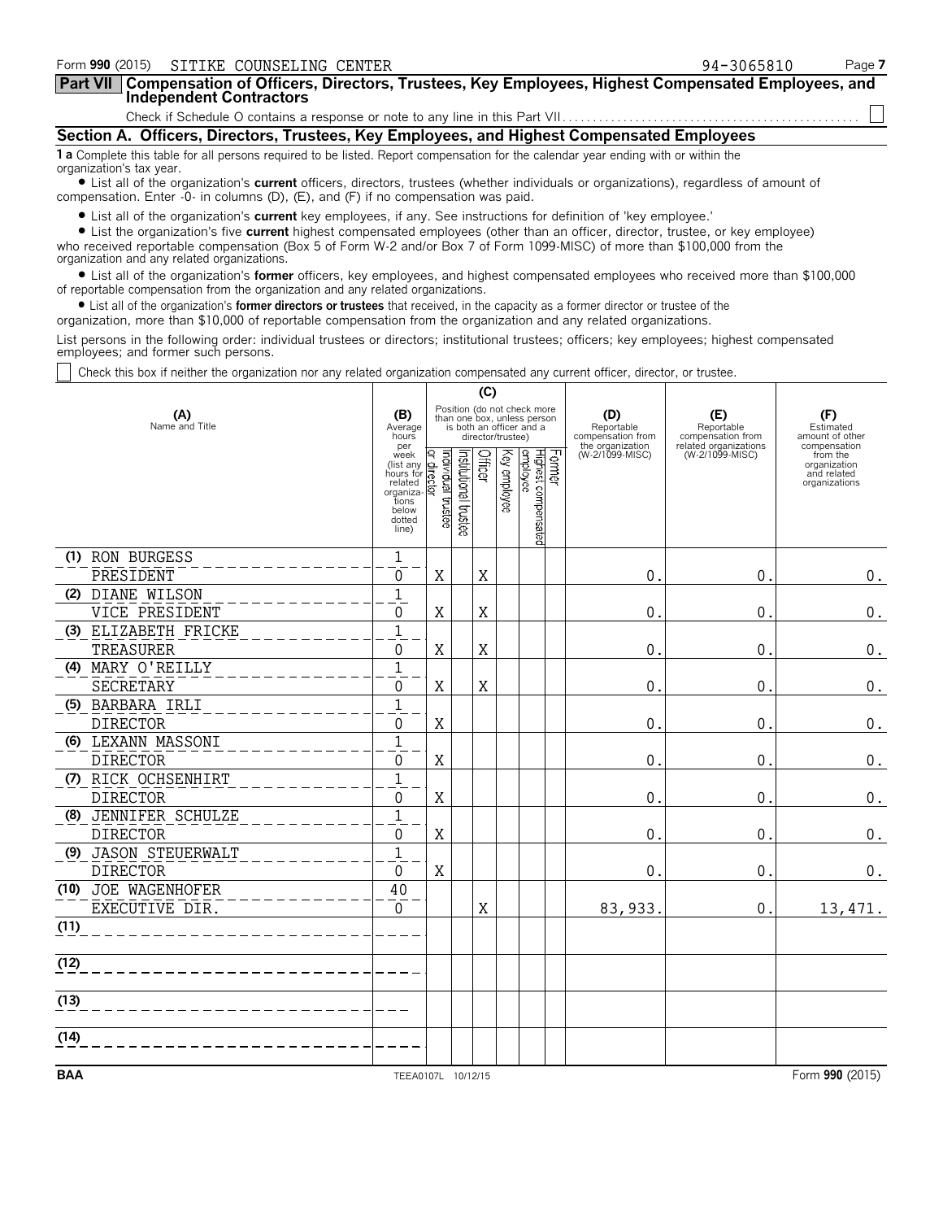Form **990** (2015) SITIKE COUNSELING CENTER 94-3065810 Page **7**

**Part VII** **Compensation of Officers, Directors, Trustees, Key Employees, Highest Compensated Employees, and Independent Contractors**

Check if Schedule O contains a response or note to any line in this Part VII . . . . . . . . . . . . . . . . . . . . . . . . . . . . . . . . . . . . . . . . . . . . . . . . ☐

## Section A. Officers, Directors, Trustees, Key Employees, and Highest Compensated Employees

**1 a** Complete this table for all persons required to be listed. Report compensation for the calendar year ending with or within the organization's tax year.

- List all of the organization's **current** officers, directors, trustees (whether individuals or organizations), regardless of amount of compensation. Enter -0- in columns (D), (E), and (F) if no compensation was paid.
- List all of the organization's **current** key employees, if any. See instructions for definition of 'key employee.'
- List the organization's five **current** highest compensated employees (other than an officer, director, trustee, or key employee) who received reportable compensation (Box 5 of Form W-2 and/or Box 7 of Form 1099-MISC) of more than $100,000 from the organization and any related organizations.
- List all of the organization's **former** officers, key employees, and highest compensated employees who received more than $100,000 of reportable compensation from the organization and any related organizations.
- List all of the organization's **former directors or trustees** that received, in the capacity as a former director or trustee of the organization, more than $10,000 of reportable compensation from the organization and any related organizations.

List persons in the following order: individual trustees or directors; institutional trustees; officers; key employees; highest compensated employees; and former such persons.

☐ Check this box if neither the organization nor any related organization compensated any current officer, director, or trustee.

| (A) Name and Title | (B) Average hours per week (list any hours for related organizations below dotted line) | (C) Position (do not check more than one box, unless person is both an officer and a director/trustee) | | | | | | (D) Reportable compensation from the organization (W-2/1099-MISC) | (E) Reportable compensation from related organizations (W-2/1099-MISC) | (F) Estimated amount of other compensation from the organization and related organizations |
|---|---|---|---|---|---|---|---|---|---|---|
| | | Individual trustee or director | Institutional trustee | Officer | Key employee | Highest compensated employee | Former | | | |
| (1) RON BURGESS<br>PRESIDENT | 1<br>0 | X | | X | | | | 0. | 0. | 0. |
| (2) DIANE WILSON<br>VICE PRESIDENT | 1<br>0 | X | | X | | | | 0. | 0. | 0. |
| (3) ELIZABETH FRICKE<br>TREASURER | 1<br>0 | X | | X | | | | 0. | 0. | 0. |
| (4) MARY O'REILLY<br>SECRETARY | 1<br>0 | X | | X | | | | 0. | 0. | 0. |
| (5) BARBARA IRLI<br>DIRECTOR | 1<br>0 | X | | | | | | 0. | 0. | 0. |
| (6) LEXANN MASSONI<br>DIRECTOR | 1<br>0 | X | | | | | | 0. | 0. | 0. |
| (7) RICK OCHSENHIRT<br>DIRECTOR | 1<br>0 | X | | | | | | 0. | 0. | 0. |
| (8) JENNIFER SCHULZE<br>DIRECTOR | 1<br>0 | X | | | | | | 0. | 0. | 0. |
| (9) JASON STEUERWALT<br>DIRECTOR | 1<br>0 | X | | | | | | 0. | 0. | 0. |
| (10) JOE WAGENHOFER<br>EXECUTIVE DIR. | 40<br>0 | | | X | | | | 83,933. | 0. | 13,471. |
| (11) | | | | | | | | | | |
| (12) | | | | | | | | | | |
| (13) | | | | | | | | | | |
| (14) | | | | | | | | | | |

BAA TEEA0107L 10/12/15 Form **990** (2015)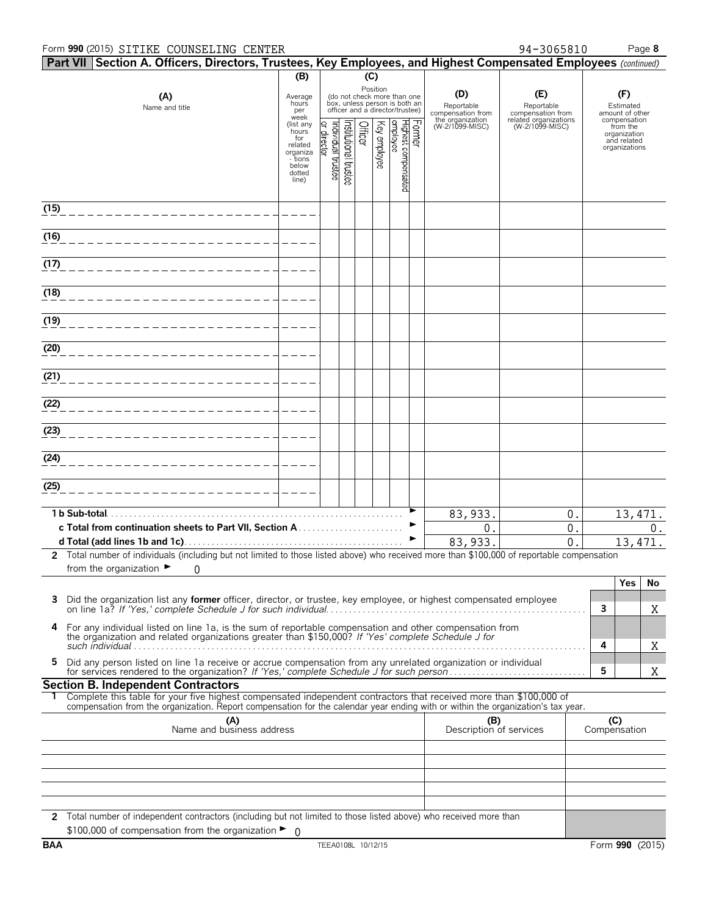Form **990** (2015) SITIKE COUNSELING CENTER 94-3065810 Page **8**

## Part VII Section A. Officers, Directors, Trustees, Key Employees, and Highest Compensated Employees *(continued)*

| (A) Name and title | (B) Average hours per week (list any hours for related organizations below dotted line) | (C) Position: Individual trustee or director | Institutional trustee | Officer | Key employee | Highest compensated employee | Former | (D) Reportable compensation from the organization (W-2/1099-MISC) | (E) Reportable compensation from related organizations (W-2/1099-MISC) | (F) Estimated amount of other compensation from the organization and related organizations |
|---|---|---|---|---|---|---|---|---|---|---|
| (15) | | | | | | | | | | |
| (16) | | | | | | | | | | |
| (17) | | | | | | | | | | |
| (18) | | | | | | | | | | |
| (19) | | | | | | | | | | |
| (20) | | | | | | | | | | |
| (21) | | | | | | | | | | |
| (22) | | | | | | | | | | |
| (23) | | | | | | | | | | |
| (24) | | | | | | | | | | |
| (25) | | | | | | | | | | |
| **1 b Sub-total** | | | | | | | | 83,933. | 0. | 13,471. |
| **c Total from continuation sheets to Part VII, Section A** | | | | | | | | 0. | 0. | 0. |
| **d Total (add lines 1b and 1c)** | | | | | | | | 83,933. | 0. | 13,471. |

**2** Total number of individuals (including but not limited to those listed above) who received more than $100,000 of reportable compensation from the organization ► 0

| | | Yes | No |
|---|---|---|---|
| **3** Did the organization list any **former** officer, director, or trustee, key employee, or highest compensated employee on line 1a? *If 'Yes,' complete Schedule J for such individual* | 3 | | X |
| **4** For any individual listed on line 1a, is the sum of reportable compensation and other compensation from the organization and related organizations greater than $150,000? *If 'Yes' complete Schedule J for such individual* | 4 | | X |
| **5** Did any person listed on line 1a receive or accrue compensation from any unrelated organization or individual for services rendered to the organization? *If 'Yes,' complete Schedule J for such person* | 5 | | X |

## Section B. Independent Contractors

**1** Complete this table for your five highest compensated independent contractors that received more than $100,000 of compensation from the organization. Report compensation for the calendar year ending with or within the organization's tax year.

| (A) Name and business address | (B) Description of services | (C) Compensation |
|---|---|---|
| | | |
| | | |
| | | |
| | | |
| | | |

**2** Total number of independent contractors (including but not limited to those listed above) who received more than $100,000 of compensation from the organization ► 0

BAA TEEA0108L 10/12/15 Form **990** (2015)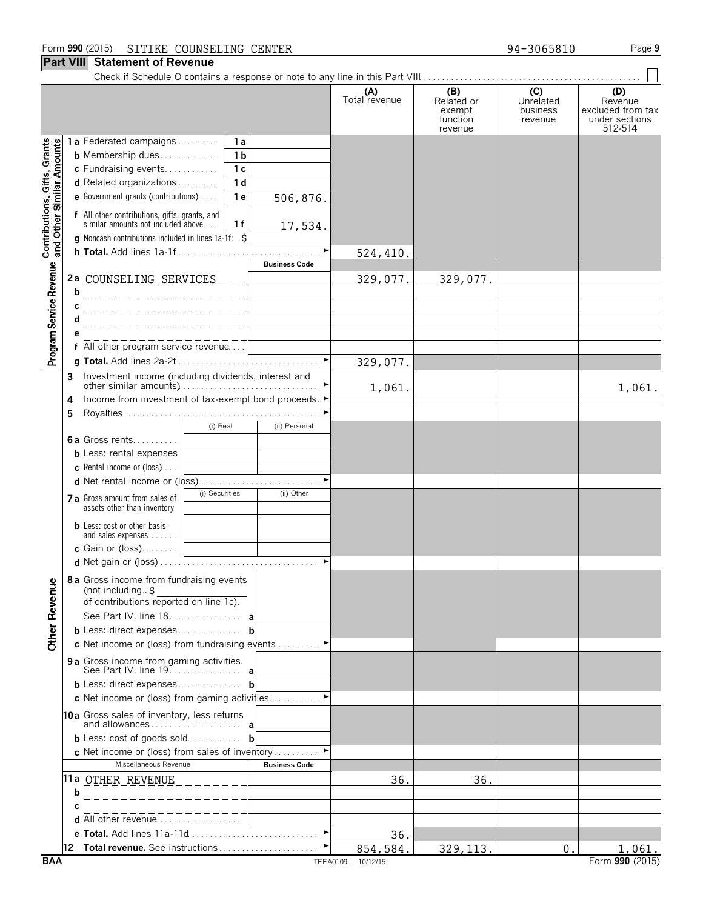Form **990** (2015) SITIKE COUNSELING CENTER 94-3065810 Page **9**

## Part VIII Statement of Revenue

Check if Schedule O contains a response or note to any line in this Part VIII ☐

| | | | | (A) Total revenue | (B) Related or exempt function revenue | (C) Unrelated business revenue | (D) Revenue excluded from tax under sections 512-514 |
|---|---|---|---|---|---|---|---|
| **Contributions, Gifts, Grants and Other Similar Amounts** | **1 a** Federated campaigns | 1 a | | | | | |
| | **b** Membership dues | 1 b | | | | | |
| | **c** Fundraising events | 1 c | | | | | |
| | **d** Related organizations | 1 d | | | | | |
| | **e** Government grants (contributions) | 1 e | 506,876. | | | | |
| | **f** All other contributions, gifts, grants, and similar amounts not included above | 1 f | 17,534. | | | | |
| | **g** Noncash contributions included in lines 1a-1f: $ | | | | | | |
| | **h Total.** Add lines 1a-1f | | | 524,410. | | | |
| **Program Service Revenue** | | | **Business Code** | | | | |
| | **2 a** COUNSELING SERVICES | | | 329,077. | 329,077. | | |
| | **b** | | | | | | |
| | **c** | | | | | | |
| | **d** | | | | | | |
| | **e** | | | | | | |
| | **f** All other program service revenue | | | | | | |
| | **g Total.** Add lines 2a-2f | | | 329,077. | | | |
| **Other Revenue** | **3** Investment income (including dividends, interest and other similar amounts) | | | 1,061. | | | 1,061. |
| | **4** Income from investment of tax-exempt bond proceeds | | | | | | |
| | **5** Royalties | | | | | | |
| | | (i) Real | (ii) Personal | | | | |
| | **6 a** Gross rents | | | | | | |
| | **b** Less: rental expenses | | | | | | |
| | **c** Rental income or (loss) | | | | | | |
| | **d** Net rental income or (loss) | | | | | | |
| | **7 a** Gross amount from sales of assets other than inventory | (i) Securities | (ii) Other | | | | |
| | **b** Less: cost or other basis and sales expenses | | | | | | |
| | **c** Gain or (loss) | | | | | | |
| | **d** Net gain or (loss) | | | | | | |
| | **8 a** Gross income from fundraising events (not including $ of contributions reported on line 1c). See Part IV, line 18 | a | | | | | |
| | **b** Less: direct expenses | b | | | | | |
| | **c** Net income or (loss) from fundraising events | | | | | | |
| | **9 a** Gross income from gaming activities. See Part IV, line 19 | a | | | | | |
| | **b** Less: direct expenses | b | | | | | |
| | **c** Net income or (loss) from gaming activities | | | | | | |
| | **10 a** Gross sales of inventory, less returns and allowances | a | | | | | |
| | **b** Less: cost of goods sold | b | | | | | |
| | **c** Net income or (loss) from sales of inventory | | | | | | |
| | Miscellaneous Revenue | | **Business Code** | | | | |
| | **11 a** OTHER REVENUE | | | 36. | 36. | | |
| | **b** | | | | | | |
| | **c** | | | | | | |
| | **d** All other revenue | | | | | | |
| | **e Total.** Add lines 11a-11d | | | 36. | | | |
| | **12 Total revenue.** See instructions | | | 854,584. | 329,113. | 0. | 1,061. |

BAA TEEA0109L 10/12/15 Form **990** (2015)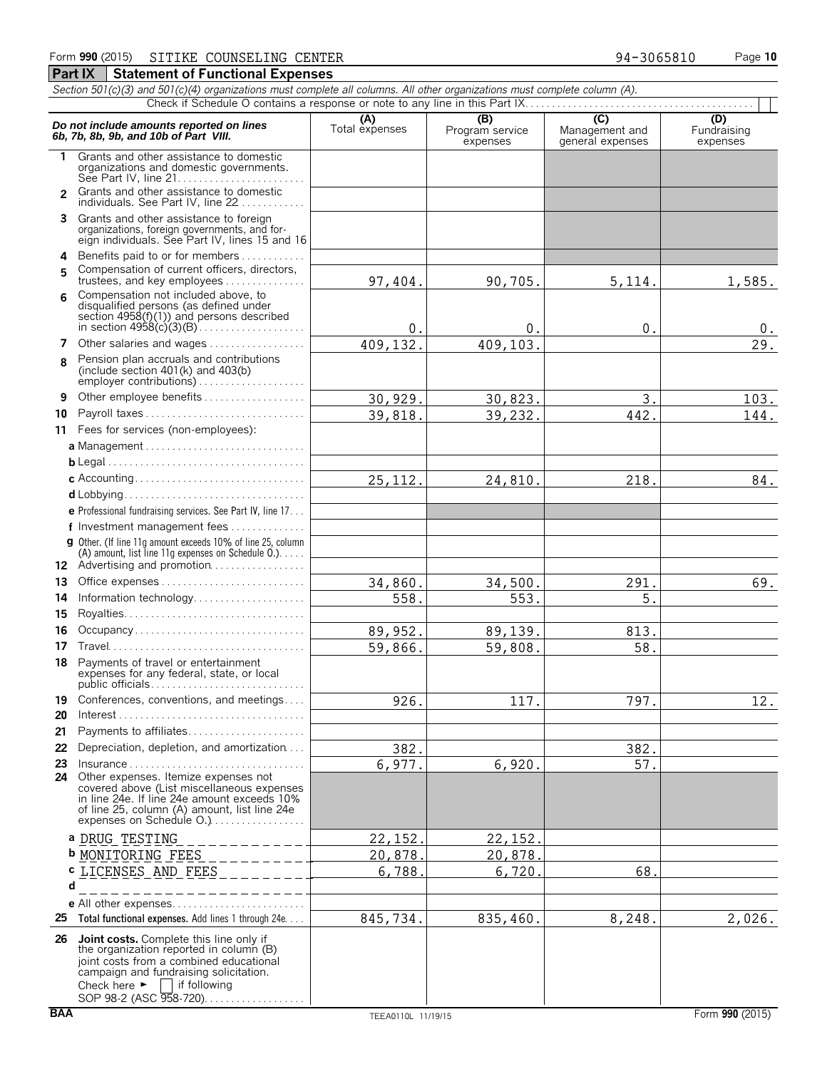Form **990** (2015) SITIKE COUNSELING CENTER 94-3065810

## Part IX Statement of Functional Expenses

*Section 501(c)(3) and 501(c)(4) organizations must complete all columns. All other organizations must complete column (A).*

Check if Schedule O contains a response or note to any line in this Part IX

| ***Do not include amounts reported on lines 6b, 7b, 8b, 9b, and 10b of Part VIII.*** | (A) Total expenses | (B) Program service expenses | (C) Management and general expenses | (D) Fundraising expenses |
|---|---|---|---|---|
| **1** Grants and other assistance to domestic organizations and domestic governments. See Part IV, line 21 | | | | |
| **2** Grants and other assistance to domestic individuals. See Part IV, line 22 | | | | |
| **3** Grants and other assistance to foreign organizations, foreign governments, and foreign individuals. See Part IV, lines 15 and 16 | | | | |
| **4** Benefits paid to or for members | | | | |
| **5** Compensation of current officers, directors, trustees, and key employees | 97,404. | 90,705. | 5,114. | 1,585. |
| **6** Compensation not included above, to disqualified persons (as defined under section 4958(f)(1)) and persons described in section 4958(c)(3)(B) | 0. | 0. | 0. | 0. |
| **7** Other salaries and wages | 409,132. | 409,103. | | 29. |
| **8** Pension plan accruals and contributions (include section 401(k) and 403(b) employer contributions) | | | | |
| **9** Other employee benefits | 30,929. | 30,823. | 3. | 103. |
| **10** Payroll taxes | 39,818. | 39,232. | 442. | 144. |
| **11** Fees for services (non-employees): | | | | |
| **a** Management | | | | |
| **b** Legal | | | | |
| **c** Accounting | 25,112. | 24,810. | 218. | 84. |
| **d** Lobbying | | | | |
| **e** Professional fundraising services. See Part IV, line 17 | | | | |
| **f** Investment management fees | | | | |
| **g** Other. (If line 11g amount exceeds 10% of line 25, column (A) amount, list line 11g expenses on Schedule O.) | | | | |
| **12** Advertising and promotion | | | | |
| **13** Office expenses | 34,860. | 34,500. | 291. | 69. |
| **14** Information technology | 558. | 553. | 5. | |
| **15** Royalties | | | | |
| **16** Occupancy | 89,952. | 89,139. | 813. | |
| **17** Travel | 59,866. | 59,808. | 58. | |
| **18** Payments of travel or entertainment expenses for any federal, state, or local public officials | | | | |
| **19** Conferences, conventions, and meetings | 926. | 117. | 797. | 12. |
| **20** Interest | | | | |
| **21** Payments to affiliates | | | | |
| **22** Depreciation, depletion, and amortization | 382. | | 382. | |
| **23** Insurance | 6,977. | 6,920. | 57. | |
| **24** Other expenses. Itemize expenses not covered above (List miscellaneous expenses in line 24e. If line 24e amount exceeds 10% of line 25, column (A) amount, list line 24e expenses on Schedule O.) | | | | |
| **a** DRUG TESTING | 22,152. | 22,152. | | |
| **b** MONITORING FEES | 20,878. | 20,878. | | |
| **c** LICENSES AND FEES | 6,788. | 6,720. | 68. | |
| **d** | | | | |
| **e** All other expenses | | | | |
| **25** **Total functional expenses.** Add lines 1 through 24e | 845,734. | 835,460. | 8,248. | 2,026. |
| **26** **Joint costs.** Complete this line only if the organization reported in column (B) joint costs from a combined educational campaign and fundraising solicitation. Check here ► ☐ if following SOP 98-2 (ASC 958-720) | | | | |

BAA TEEA0110L 11/19/15 Form **990** (2015)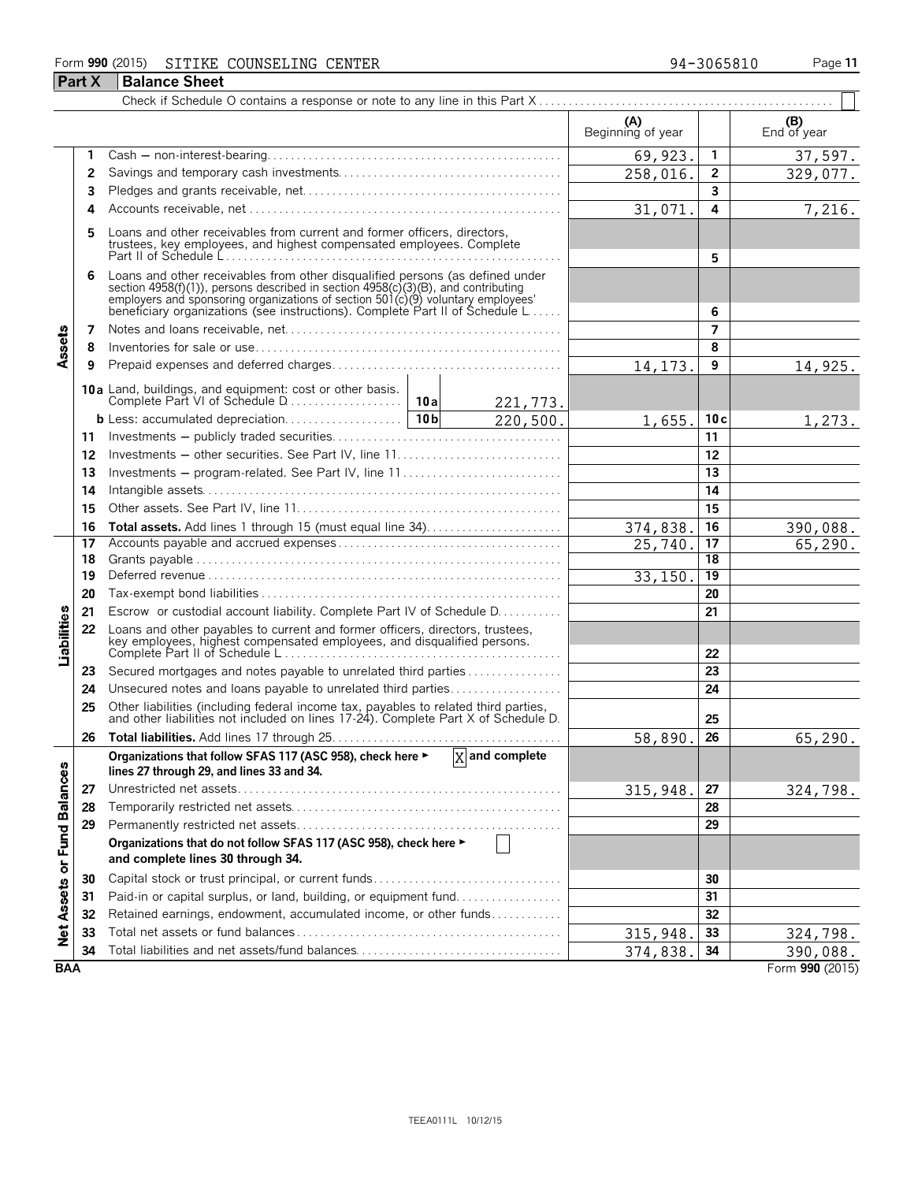Form **990** (2015) SITIKE COUNSELING CENTER 94-3065810

## Part X Balance Sheet

Check if Schedule O contains a response or note to any line in this Part X . . . . ☐

| | | | (A) Beginning of year | | (B) End of year |
|---|---|---|---|---|---|
| **Assets** | 1 | Cash – non-interest-bearing | 69,923. | 1 | 37,597. |
| | 2 | Savings and temporary cash investments | 258,016. | 2 | 329,077. |
| | 3 | Pledges and grants receivable, net | | 3 | |
| | 4 | Accounts receivable, net | 31,071. | 4 | 7,216. |
| | 5 | Loans and other receivables from current and former officers, directors, trustees, key employees, and highest compensated employees. Complete Part II of Schedule L | | 5 | |
| | 6 | Loans and other receivables from other disqualified persons (as defined under section 4958(f)(1)), persons described in section 4958(c)(3)(B), and contributing employers and sponsoring organizations of section 501(c)(9) voluntary employees' beneficiary organizations (see instructions). Complete Part II of Schedule L | | 6 | |
| | 7 | Notes and loans receivable, net | | 7 | |
| | 8 | Inventories for sale or use | | 8 | |
| | 9 | Prepaid expenses and deferred charges | 14,173. | 9 | 14,925. |
| | 10a | Land, buildings, and equipment: cost or other basis. Complete Part VI of Schedule D . . . 10a 221,773. | | | |
| | b | Less: accumulated depreciation . . . 10b 220,500. | 1,655. | 10c | 1,273. |
| | 11 | Investments – publicly traded securities | | 11 | |
| | 12 | Investments – other securities. See Part IV, line 11 | | 12 | |
| | 13 | Investments – program-related. See Part IV, line 11 | | 13 | |
| | 14 | Intangible assets | | 14 | |
| | 15 | Other assets. See Part IV, line 11 | | 15 | |
| | 16 | **Total assets.** Add lines 1 through 15 (must equal line 34) | 374,838. | 16 | 390,088. |
| **Liabilities** | 17 | Accounts payable and accrued expenses | 25,740. | 17 | 65,290. |
| | 18 | Grants payable | | 18 | |
| | 19 | Deferred revenue | 33,150. | 19 | |
| | 20 | Tax-exempt bond liabilities | | 20 | |
| | 21 | Escrow or custodial account liability. Complete Part IV of Schedule D | | 21 | |
| | 22 | Loans and other payables to current and former officers, directors, trustees, key employees, highest compensated employees, and disqualified persons. Complete Part II of Schedule L | | 22 | |
| | 23 | Secured mortgages and notes payable to unrelated third parties | | 23 | |
| | 24 | Unsecured notes and loans payable to unrelated third parties | | 24 | |
| | 25 | Other liabilities (including federal income tax, payables to related third parties, and other liabilities not included on lines 17-24). Complete Part X of Schedule D | | 25 | |
| | 26 | **Total liabilities.** Add lines 17 through 25 | 58,890. | 26 | 65,290. |
| **Net Assets or Fund Balances** | | **Organizations that follow SFAS 117 (ASC 958), check here ▶ [X] and complete lines 27 through 29, and lines 33 and 34.** | | | |
| | 27 | Unrestricted net assets | 315,948. | 27 | 324,798. |
| | 28 | Temporarily restricted net assets | | 28 | |
| | 29 | Permanently restricted net assets | | 29 | |
| | | **Organizations that do not follow SFAS 117 (ASC 958), check here ▶ [ ] and complete lines 30 through 34.** | | | |
| | 30 | Capital stock or trust principal, or current funds | | 30 | |
| | 31 | Paid-in or capital surplus, or land, building, or equipment fund | | 31 | |
| | 32 | Retained earnings, endowment, accumulated income, or other funds | | 32 | |
| | 33 | Total net assets or fund balances | 315,948. | 33 | 324,798. |
| | 34 | Total liabilities and net assets/fund balances | 374,838. | 34 | 390,088. |

BAA Form **990** (2015)

TEEA0111L 10/12/15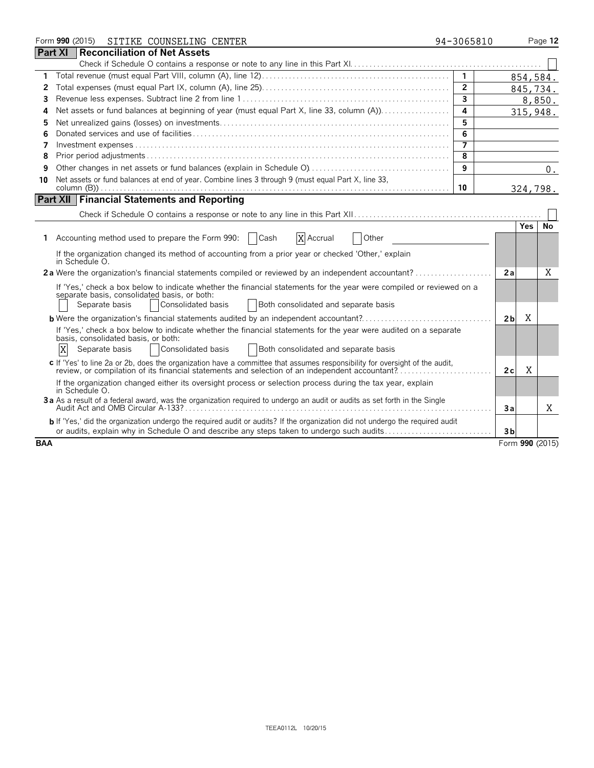Form **990** (2015) SITIKE COUNSELING CENTER 94-3065810 Page **12**

## Part XI Reconciliation of Net Assets

Check if Schedule O contains a response or note to any line in this Part XI. ☐

| | | | |
|---|---|---|---|
| **1** | Total revenue (must equal Part VIII, column (A), line 12) | **1** | 854,584. |
| **2** | Total expenses (must equal Part IX, column (A), line 25) | **2** | 845,734. |
| **3** | Revenue less expenses. Subtract line 2 from line 1 | **3** | 8,850. |
| **4** | Net assets or fund balances at beginning of year (must equal Part X, line 33, column (A)) | **4** | 315,948. |
| **5** | Net unrealized gains (losses) on investments | **5** | |
| **6** | Donated services and use of facilities | **6** | |
| **7** | Investment expenses | **7** | |
| **8** | Prior period adjustments | **8** | |
| **9** | Other changes in net assets or fund balances (explain in Schedule O) | **9** | 0. |
| **10** | Net assets or fund balances at end of year. Combine lines 3 through 9 (must equal Part X, line 33, column (B)) | **10** | 324,798. |

## Part XII Financial Statements and Reporting

Check if Schedule O contains a response or note to any line in this Part XII ☐

| | | | Yes | No |
|---|---|---|---|---|
| **1** | Accounting method used to prepare the Form 990: ☐ Cash ☒ Accrual ☐ Other | | | |
| | If the organization changed its method of accounting from a prior year or checked 'Other,' explain in Schedule O. | | | |
| **2a** | Were the organization's financial statements compiled or reviewed by an independent accountant? | **2a** | | X |
| | If 'Yes,' check a box below to indicate whether the financial statements for the year were compiled or reviewed on a separate basis, consolidated basis, or both: ☐ Separate basis ☐ Consolidated basis ☐ Both consolidated and separate basis | | | |
| **b** | Were the organization's financial statements audited by an independent accountant? | **2b** | X | |
| | If 'Yes,' check a box below to indicate whether the financial statements for the year were audited on a separate basis, consolidated basis, or both: ☒ Separate basis ☐ Consolidated basis ☐ Both consolidated and separate basis | | | |
| **c** | If 'Yes' to line 2a or 2b, does the organization have a committee that assumes responsibility for oversight of the audit, review, or compilation of its financial statements and selection of an independent accountant? | **2c** | X | |
| | If the organization changed either its oversight process or selection process during the tax year, explain in Schedule O. | | | |
| **3a** | As a result of a federal award, was the organization required to undergo an audit or audits as set forth in the Single Audit Act and OMB Circular A-133? | **3a** | | X |
| **b** | If 'Yes,' did the organization undergo the required audit or audits? If the organization did not undergo the required audit or audits, explain why in Schedule O and describe any steps taken to undergo such audits | **3b** | | |

**BAA** Form **990** (2015)

TEEA0112L 10/20/15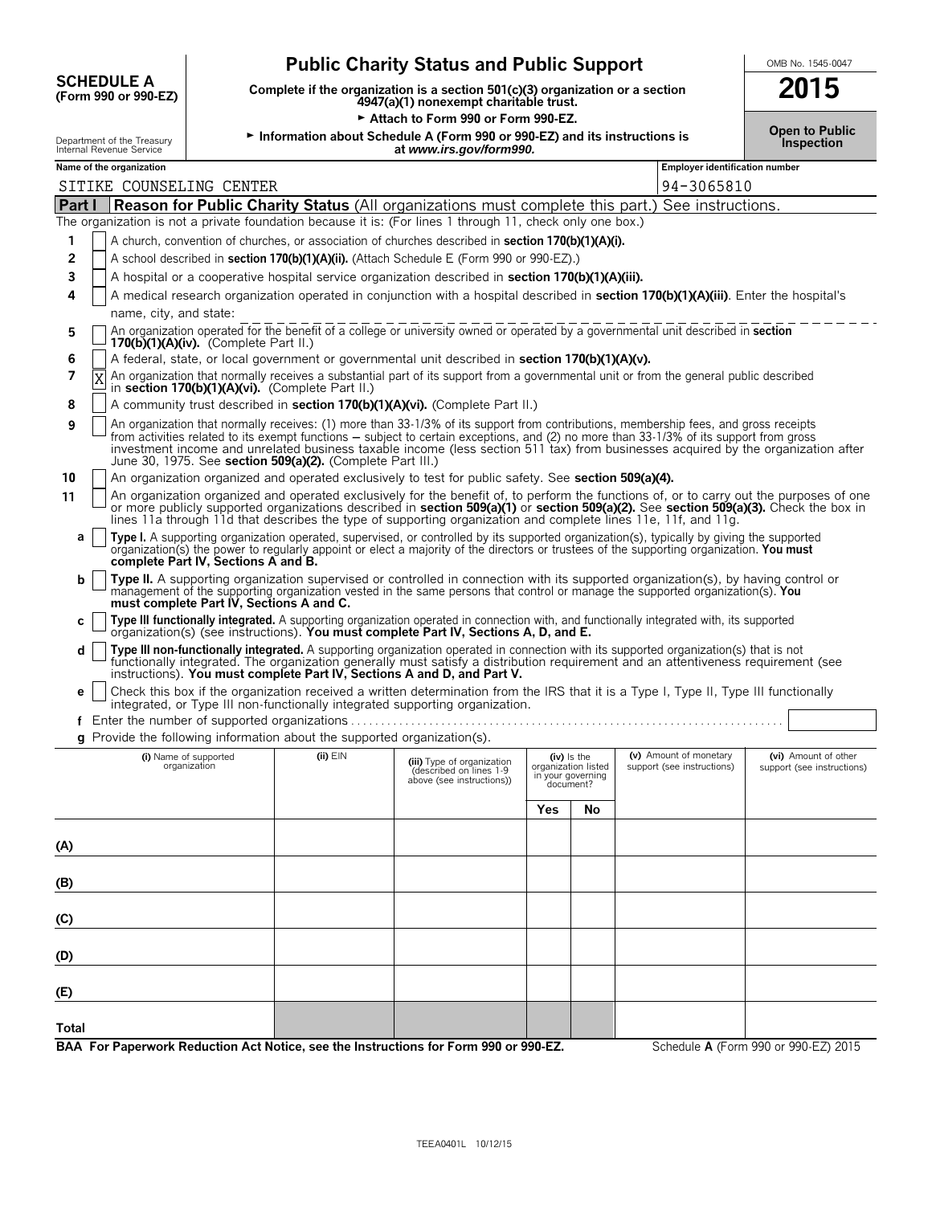**SCHEDULE A (Form 990 or 990-EZ)**

Department of the Treasury
Internal Revenue Service

# Public Charity Status and Public Support

**Complete if the organization is a section 501(c)(3) organization or a section 4947(a)(1) nonexempt charitable trust.**

► **Attach to Form 990 or Form 990-EZ.**

► **Information about Schedule A (Form 990 or 990-EZ) and its instructions is at** ***www.irs.gov/form990.***

OMB No. 1545-0047

**2015**

**Open to Public Inspection**

**Name of the organization:** SITIKE COUNSELING CENTER

**Employer identification number:** 94-3065810

## Part I Reason for Public Charity Status (All organizations must complete this part.) See instructions.

The organization is not a private foundation because it is: (For lines 1 through 11, check only one box.)

1. [ ] A church, convention of churches, or association of churches described in **section 170(b)(1)(A)(i).**
2. [ ] A school described in **section 170(b)(1)(A)(ii).** (Attach Schedule E (Form 990 or 990-EZ).)
3. [ ] A hospital or a cooperative hospital service organization described in **section 170(b)(1)(A)(iii).**
4. [ ] A medical research organization operated in conjunction with a hospital described in **section 170(b)(1)(A)(iii)**. Enter the hospital's name, city, and state:
5. [ ] An organization operated for the benefit of a college or university owned or operated by a governmental unit described in **section 170(b)(1)(A)(iv).** (Complete Part II.)
6. [ ] A federal, state, or local government or governmental unit described in **section 170(b)(1)(A)(v).**
7. [X] An organization that normally receives a substantial part of its support from a governmental unit or from the general public described in **section 170(b)(1)(A)(vi).** (Complete Part II.)
8. [ ] A community trust described in **section 170(b)(1)(A)(vi).** (Complete Part II.)
9. [ ] An organization that normally receives: (1) more than 33-1/3% of its support from contributions, membership fees, and gross receipts from activities related to its exempt functions – subject to certain exceptions, and (2) no more than 33-1/3% of its support from gross investment income and unrelated business taxable income (less section 511 tax) from businesses acquired by the organization after June 30, 1975. See **section 509(a)(2).** (Complete Part III.)
10. [ ] An organization organized and operated exclusively to test for public safety. See **section 509(a)(4).**
11. [ ] An organization organized and operated exclusively for the benefit of, to perform the functions of, or to carry out the purposes of one or more publicly supported organizations described in **section 509(a)(1)** or **section 509(a)(2).** See **section 509(a)(3).** Check the box in lines 11a through 11d that describes the type of supporting organization and complete lines 11e, 11f, and 11g.
   - **a** [ ] **Type I.** A supporting organization operated, supervised, or controlled by its supported organization(s), typically by giving the supported organization(s) the power to regularly appoint or elect a majority of the directors or trustees of the supporting organization. **You must complete Part IV, Sections A and B.**
   - **b** [ ] **Type II.** A supporting organization supervised or controlled in connection with its supported organization(s), by having control or management of the supporting organization vested in the same persons that control or manage the supported organization(s). **You must complete Part IV, Sections A and C.**
   - **c** [ ] **Type III functionally integrated.** A supporting organization operated in connection with, and functionally integrated with, its supported organization(s) (see instructions). **You must complete Part IV, Sections A, D, and E.**
   - **d** [ ] **Type III non-functionally integrated.** A supporting organization operated in connection with its supported organization(s) that is not functionally integrated. The organization generally must satisfy a distribution requirement and an attentiveness requirement (see instructions). **You must complete Part IV, Sections A and D, and Part V.**
   - **e** [ ] Check this box if the organization received a written determination from the IRS that it is a Type I, Type II, Type III functionally integrated, or Type III non-functionally integrated supporting organization.
   - **f** Enter the number of supported organizations
   - **g** Provide the following information about the supported organization(s).

| (i) Name of supported organization | (ii) EIN | (iii) Type of organization (described on lines 1-9 above (see instructions)) | (iv) Is the organization listed in your governing document? | | (v) Amount of monetary support (see instructions) | (vi) Amount of other support (see instructions) |
|---|---|---|---|---|---|---|
| | | | Yes | No | | |
| (A) | | | | | | |
| (B) | | | | | | |
| (C) | | | | | | |
| (D) | | | | | | |
| (E) | | | | | | |
| Total | | | | | | |

**BAA For Paperwork Reduction Act Notice, see the Instructions for Form 990 or 990-EZ.** Schedule **A** (Form 990 or 990-EZ) 2015

TEEA0401L 10/12/15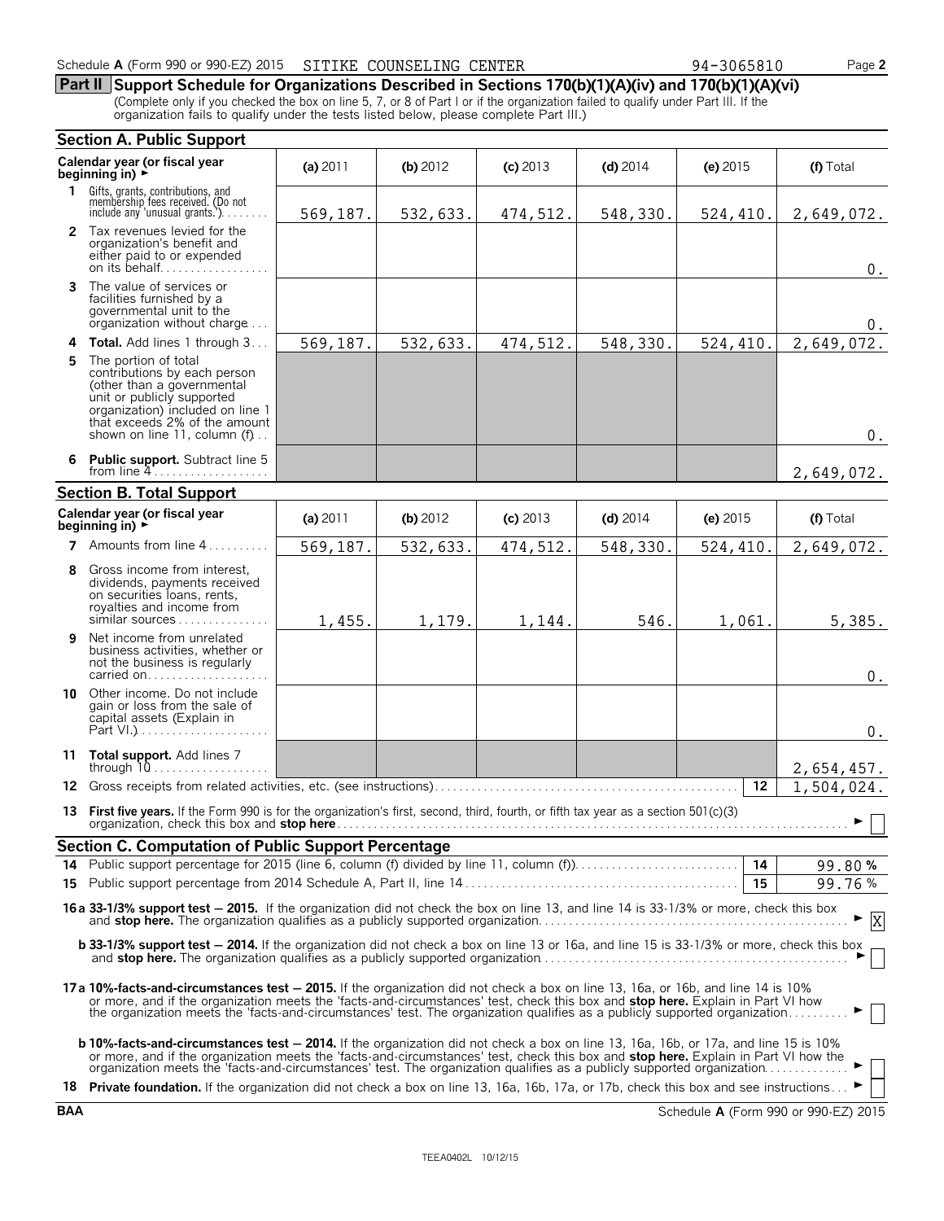Schedule A (Form 990 or 990-EZ) 2015 SITIKE COUNSELING CENTER 94-3065810

## Part II Support Schedule for Organizations Described in Sections 170(b)(1)(A)(iv) and 170(b)(1)(A)(vi)

(Complete only if you checked the box on line 5, 7, or 8 of Part I or if the organization failed to qualify under Part III. If the organization fails to qualify under the tests listed below, please complete Part III.)

### Section A. Public Support

| Calendar year (or fiscal year beginning in) ► | (a) 2011 | (b) 2012 | (c) 2013 | (d) 2014 | (e) 2015 | (f) Total |
|---|---|---|---|---|---|---|
| 1 Gifts, grants, contributions, and membership fees received. (Do not include any 'unusual grants.') | 569,187. | 532,633. | 474,512. | 548,330. | 524,410. | 2,649,072. |
| 2 Tax revenues levied for the organization's benefit and either paid to or expended on its behalf | | | | | | 0. |
| 3 The value of services or facilities furnished by a governmental unit to the organization without charge | | | | | | 0. |
| 4 **Total.** Add lines 1 through 3 | 569,187. | 532,633. | 474,512. | 548,330. | 524,410. | 2,649,072. |
| 5 The portion of total contributions by each person (other than a governmental unit or publicly supported organization) included on line 1 that exceeds 2% of the amount shown on line 11, column (f) | | | | | | 0. |
| 6 **Public support.** Subtract line 5 from line 4 | | | | | | 2,649,072. |

### Section B. Total Support

| Calendar year (or fiscal year beginning in) ► | (a) 2011 | (b) 2012 | (c) 2013 | (d) 2014 | (e) 2015 | (f) Total |
|---|---|---|---|---|---|---|
| 7 Amounts from line 4 | 569,187. | 532,633. | 474,512. | 548,330. | 524,410. | 2,649,072. |
| 8 Gross income from interest, dividends, payments received on securities loans, rents, royalties and income from similar sources | 1,455. | 1,179. | 1,144. | 546. | 1,061. | 5,385. |
| 9 Net income from unrelated business activities, whether or not the business is regularly carried on | | | | | | 0. |
| 10 Other income. Do not include gain or loss from the sale of capital assets (Explain in Part VI.) | | | | | | 0. |
| 11 **Total support.** Add lines 7 through 10 | | | | | | 2,654,457. |
| 12 Gross receipts from related activities, etc. (see instructions) | | | | | 12 | 1,504,024. |

13 **First five years.** If the Form 990 is for the organization's first, second, third, fourth, or fifth tax year as a section 501(c)(3) organization, check this box and **stop here** ► ☐

### Section C. Computation of Public Support Percentage

| | | |
|---|---|---|
| 14 Public support percentage for 2015 (line 6, column (f) divided by line 11, column (f)) | 14 | 99.80 % |
| 15 Public support percentage from 2014 Schedule A, Part II, line 14 | 15 | 99.76 % |

**16a 33-1/3% support test — 2015.** If the organization did not check the box on line 13, and line 14 is 33-1/3% or more, check this box and **stop here.** The organization qualifies as a publicly supported organization ► ☒

**b 33-1/3% support test — 2014.** If the organization did not check a box on line 13 or 16a, and line 15 is 33-1/3% or more, check this box and **stop here.** The organization qualifies as a publicly supported organization ► ☐

**17a 10%-facts-and-circumstances test — 2015.** If the organization did not check a box on line 13, 16a, or 16b, and line 14 is 10% or more, and if the organization meets the 'facts-and-circumstances' test, check this box and **stop here.** Explain in Part VI how the organization meets the 'facts-and-circumstances' test. The organization qualifies as a publicly supported organization ► ☐

**b 10%-facts-and-circumstances test — 2014.** If the organization did not check a box on line 13, 16a, 16b, or 17a, and line 15 is 10% or more, and if the organization meets the 'facts-and-circumstances' test, check this box and **stop here.** Explain in Part VI how the organization meets the 'facts-and-circumstances' test. The organization qualifies as a publicly supported organization ► ☐

**18 Private foundation.** If the organization did not check a box on line 13, 16a, 16b, 17a, or 17b, check this box and see instructions ► ☐

BAA Schedule A (Form 990 or 990-EZ) 2015

TEEA0402L 10/12/15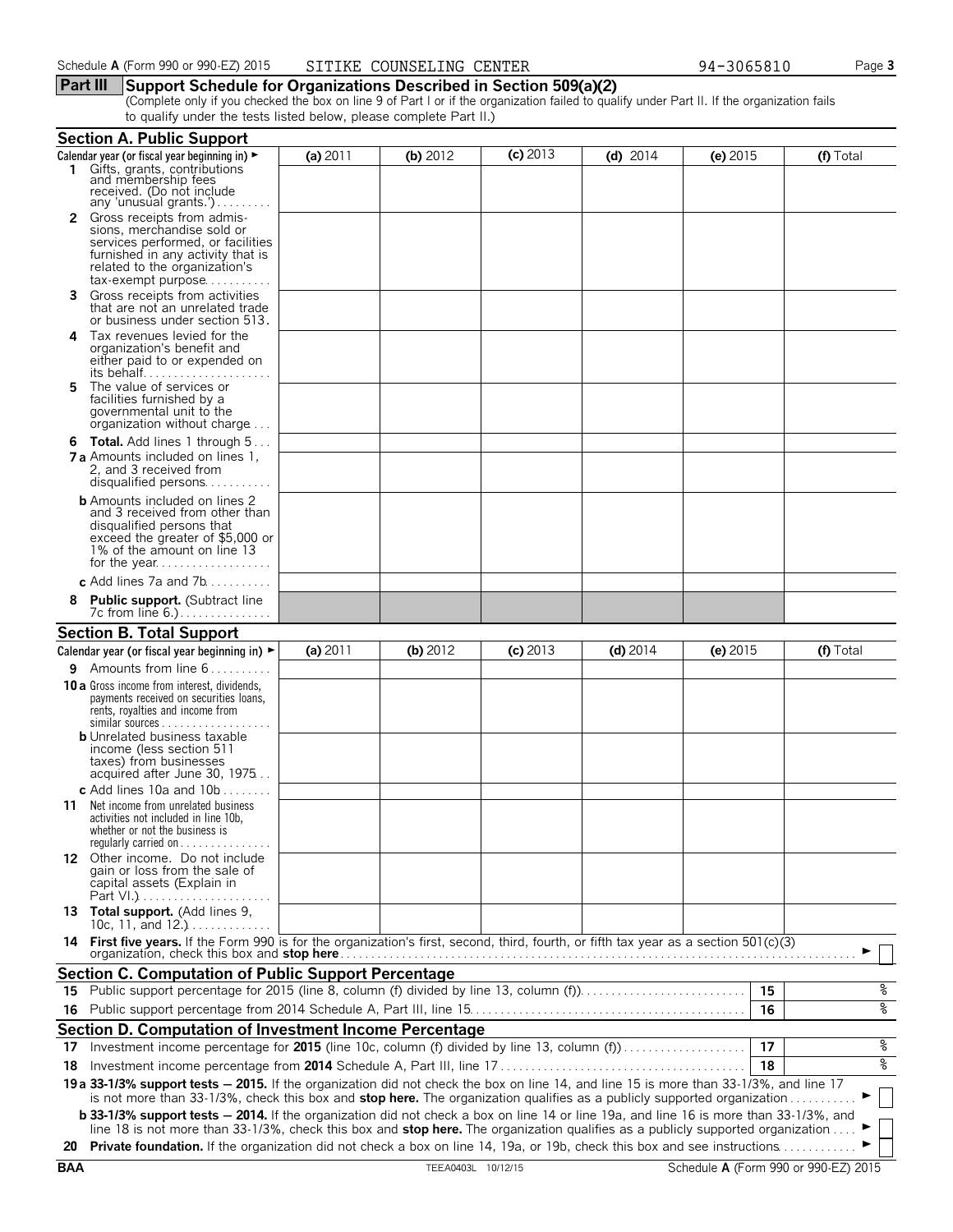Schedule A (Form 990 or 990-EZ) 2015 SITIKE COUNSELING CENTER 94-3065810

## Part III Support Schedule for Organizations Described in Section 509(a)(2)

(Complete only if you checked the box on line 9 of Part I or if the organization failed to qualify under Part II. If the organization fails to qualify under the tests listed below, please complete Part II.)

### Section A. Public Support

| Calendar year (or fiscal year beginning in) ► | (a) 2011 | (b) 2012 | (c) 2013 | (d) 2014 | (e) 2015 | (f) Total |
|---|---|---|---|---|---|---|
| 1 Gifts, grants, contributions and membership fees received. (Do not include any 'unusual grants.') | | | | | | |
| 2 Gross receipts from admissions, merchandise sold or services performed, or facilities furnished in any activity that is related to the organization's tax-exempt purpose | | | | | | |
| 3 Gross receipts from activities that are not an unrelated trade or business under section 513. | | | | | | |
| 4 Tax revenues levied for the organization's benefit and either paid to or expended on its behalf | | | | | | |
| 5 The value of services or facilities furnished by a governmental unit to the organization without charge | | | | | | |
| 6 **Total.** Add lines 1 through 5 | | | | | | |
| 7a Amounts included on lines 1, 2, and 3 received from disqualified persons | | | | | | |
| b Amounts included on lines 2 and 3 received from other than disqualified persons that exceed the greater of $5,000 or 1% of the amount on line 13 for the year | | | | | | |
| c Add lines 7a and 7b | | | | | | |
| 8 **Public support.** (Subtract line 7c from line 6.) | | | | | | |

### Section B. Total Support

| Calendar year (or fiscal year beginning in) ► | (a) 2011 | (b) 2012 | (c) 2013 | (d) 2014 | (e) 2015 | (f) Total |
|---|---|---|---|---|---|---|
| 9 Amounts from line 6 | | | | | | |
| 10a Gross income from interest, dividends, payments received on securities loans, rents, royalties and income from similar sources | | | | | | |
| b Unrelated business taxable income (less section 511 taxes) from businesses acquired after June 30, 1975 | | | | | | |
| c Add lines 10a and 10b | | | | | | |
| 11 Net income from unrelated business activities not included in line 10b, whether or not the business is regularly carried on | | | | | | |
| 12 Other income. Do not include gain or loss from the sale of capital assets (Explain in Part VI.) | | | | | | |
| 13 **Total support.** (Add lines 9, 10c, 11, and 12.) | | | | | | |

14 **First five years.** If the Form 990 is for the organization's first, second, third, fourth, or fifth tax year as a section 501(c)(3) organization, check this box and **stop here** ► ☐

### Section C. Computation of Public Support Percentage

| | | | |
|---|---|---|---|
| 15 | Public support percentage for 2015 (line 8, column (f) divided by line 13, column (f)) | 15 | % |
| 16 | Public support percentage from 2014 Schedule A, Part III, line 15 | 16 | % |

### Section D. Computation of Investment Income Percentage

| | | | |
|---|---|---|---|
| 17 | Investment income percentage for **2015** (line 10c, column (f) divided by line 13, column (f)) | 17 | % |
| 18 | Investment income percentage from **2014** Schedule A, Part III, line 17 | 18 | % |

19a **33-1/3% support tests — 2015.** If the organization did not check the box on line 14, and line 15 is more than 33-1/3%, and line 17 is not more than 33-1/3%, check this box and **stop here.** The organization qualifies as a publicly supported organization ► ☐

b **33-1/3% support tests — 2014.** If the organization did not check a box on line 14 or line 19a, and line 16 is more than 33-1/3%, and line 18 is not more than 33-1/3%, check this box and **stop here.** The organization qualifies as a publicly supported organization ► ☐

20 **Private foundation.** If the organization did not check a box on line 14, 19a, or 19b, check this box and see instructions ► ☐

BAA TEEA0403L 10/12/15 Schedule A (Form 990 or 990-EZ) 2015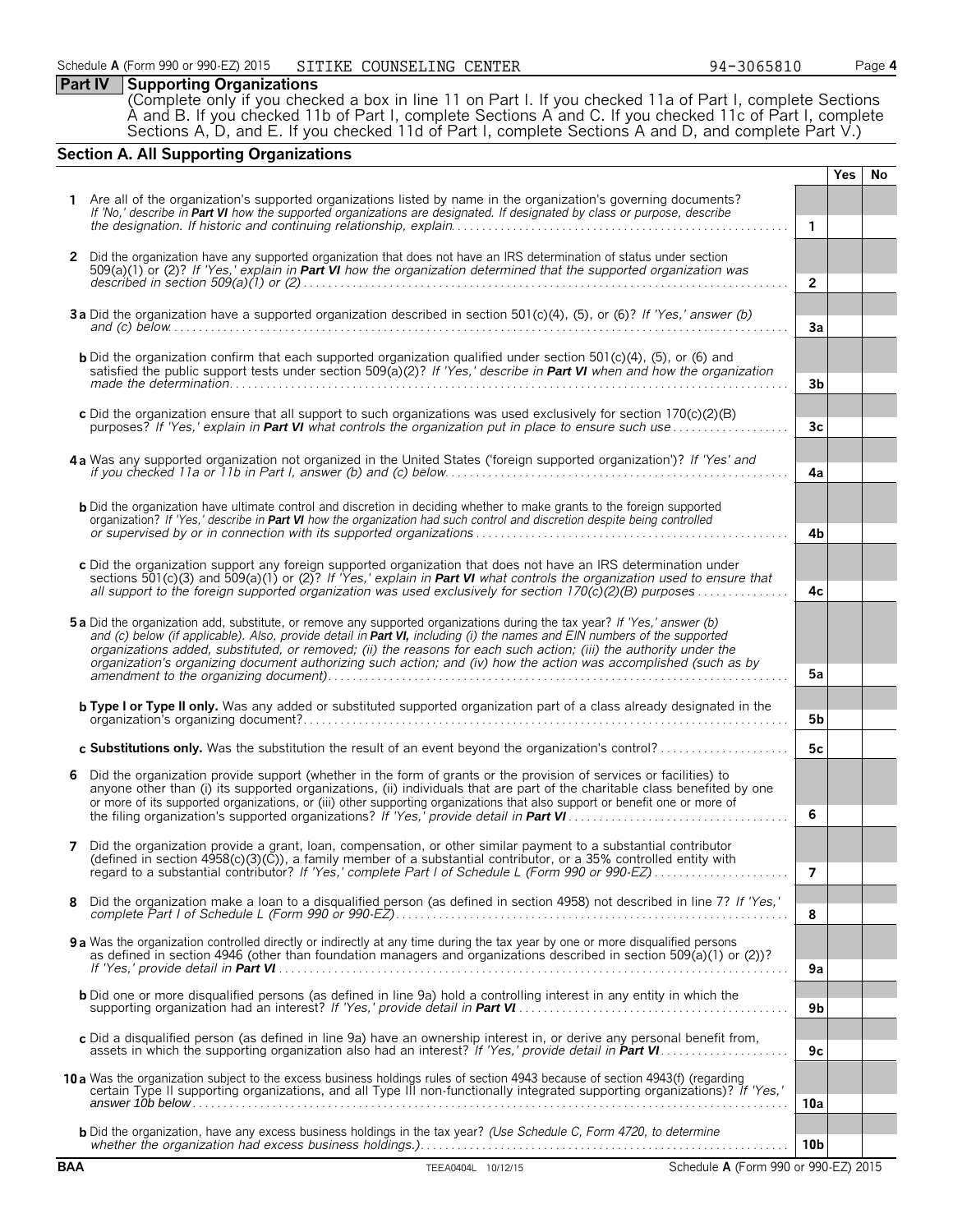Schedule **A** (Form 990 or 990-EZ) 2015 SITIKE COUNSELING CENTER 94-3065810

## Part IV Supporting Organizations

(Complete only if you checked a box in line 11 on Part I. If you checked 11a of Part I, complete Sections A and B. If you checked 11b of Part I, complete Sections A and C. If you checked 11c of Part I, complete Sections A, D, and E. If you checked 11d of Part I, complete Sections A and D, and complete Part V.)

### Section A. All Supporting Organizations

| | | | Yes | No |
|---|---|---|---|---|
| **1** | Are all of the organization's supported organizations listed by name in the organization's governing documents? *If 'No,' describe in **Part VI** how the supported organizations are designated. If designated by class or purpose, describe the designation. If historic and continuing relationship, explain.* | **1** | | |
| **2** | Did the organization have any supported organization that does not have an IRS determination of status under section 509(a)(1) or (2)? *If 'Yes,' explain in **Part VI** how the organization determined that the supported organization was described in section 509(a)(1) or (2)* | **2** | | |
| **3a** | Did the organization have a supported organization described in section 501(c)(4), (5), or (6)? *If 'Yes,' answer (b) and (c) below.* | **3a** | | |
| **b** | Did the organization confirm that each supported organization qualified under section 501(c)(4), (5), or (6) and satisfied the public support tests under section 509(a)(2)? *If 'Yes,' describe in **Part VI** when and how the organization made the determination.* | **3b** | | |
| **c** | Did the organization ensure that all support to such organizations was used exclusively for section 170(c)(2)(B) purposes? *If 'Yes,' explain in **Part VI** what controls the organization put in place to ensure such use* | **3c** | | |
| **4a** | Was any supported organization not organized in the United States ('foreign supported organization')? *If 'Yes' and if you checked 11a or 11b in Part I, answer (b) and (c) below.* | **4a** | | |
| **b** | Did the organization have ultimate control and discretion in deciding whether to make grants to the foreign supported organization? *If 'Yes,' describe in **Part VI** how the organization had such control and discretion despite being controlled or supervised by or in connection with its supported organizations* | **4b** | | |
| **c** | Did the organization support any foreign supported organization that does not have an IRS determination under sections 501(c)(3) and 509(a)(1) or (2)? *If 'Yes,' explain in **Part VI** what controls the organization used to ensure that all support to the foreign supported organization was used exclusively for section 170(c)(2)(B) purposes* | **4c** | | |
| **5a** | Did the organization add, substitute, or remove any supported organizations during the tax year? *If 'Yes,' answer (b) and (c) below (if applicable). Also, provide detail in **Part VI,** including (i) the names and EIN numbers of the supported organizations added, substituted, or removed; (ii) the reasons for each such action; (iii) the authority under the organization's organizing document authorizing such action; and (iv) how the action was accomplished (such as by amendment to the organizing document).* | **5a** | | |
| **b** | **Type I or Type II only.** Was any added or substituted supported organization part of a class already designated in the organization's organizing document? | **5b** | | |
| **c** | **Substitutions only.** Was the substitution the result of an event beyond the organization's control? | **5c** | | |
| **6** | Did the organization provide support (whether in the form of grants or the provision of services or facilities) to anyone other than (i) its supported organizations, (ii) individuals that are part of the charitable class benefited by one or more of its supported organizations, or (iii) other supporting organizations that also support or benefit one or more of the filing organization's supported organizations? *If 'Yes,' provide detail in **Part VI*** | **6** | | |
| **7** | Did the organization provide a grant, loan, compensation, or other similar payment to a substantial contributor (defined in section 4958(c)(3)(C)), a family member of a substantial contributor, or a 35% controlled entity with regard to a substantial contributor? *If 'Yes,' complete Part I of Schedule L (Form 990 or 990-EZ)* | **7** | | |
| **8** | Did the organization make a loan to a disqualified person (as defined in section 4958) not described in line 7? *If 'Yes,' complete Part I of Schedule L (Form 990 or 990-EZ)* | **8** | | |
| **9a** | Was the organization controlled directly or indirectly at any time during the tax year by one or more disqualified persons as defined in section 4946 (other than foundation managers and organizations described in section 509(a)(1) or (2))? *If 'Yes,' provide detail in **Part VI*** | **9a** | | |
| **b** | Did one or more disqualified persons (as defined in line 9a) hold a controlling interest in any entity in which the supporting organization had an interest? *If 'Yes,' provide detail in **Part VI*** | **9b** | | |
| **c** | Did a disqualified person (as defined in line 9a) have an ownership interest in, or derive any personal benefit from, assets in which the supporting organization also had an interest? *If 'Yes,' provide detail in **Part VI*** | **9c** | | |
| **10a** | Was the organization subject to the excess business holdings rules of section 4943 because of section 4943(f) (regarding certain Type II supporting organizations, and all Type III non-functionally integrated supporting organizations)? *If 'Yes,' answer 10b below* | **10a** | | |
| **b** | Did the organization have any excess business holdings in the tax year? *(Use Schedule C, Form 4720, to determine whether the organization had excess business holdings.)* | **10b** | | |

BAA TEEA0404L 10/12/15 Schedule **A** (Form 990 or 990-EZ) 2015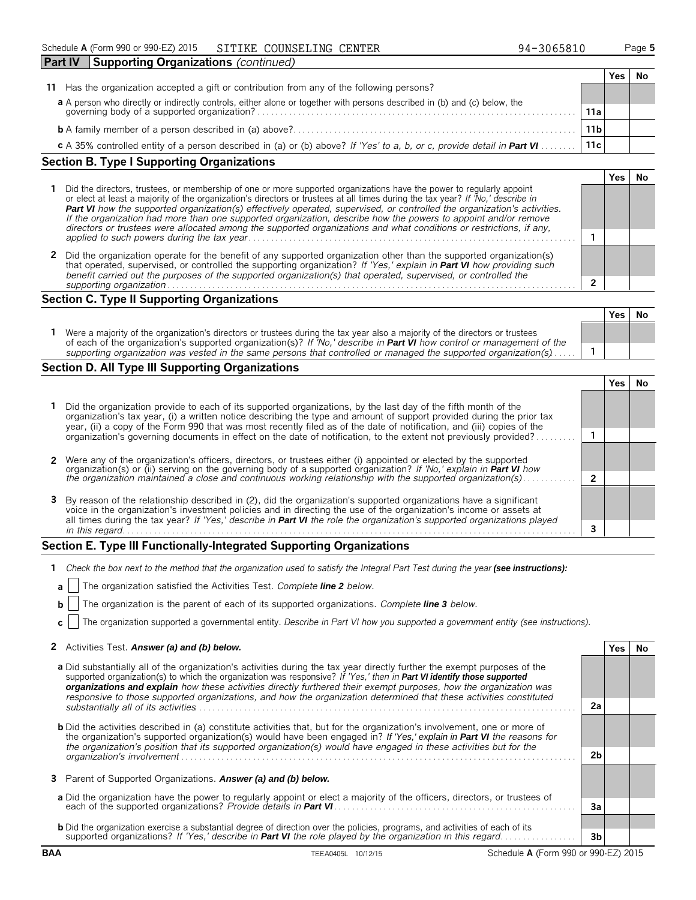**Part IV Supporting Organizations** *(continued)*

| | | | Yes | No |
|---|---|---|---|---|
| **11** | Has the organization accepted a gift or contribution from any of the following persons? | | | |
| | **a** A person who directly or indirectly controls, either alone or together with persons described in (b) and (c) below, the governing body of a supported organization? | 11a | | |
| | **b** A family member of a person described in (a) above? | 11b | | |
| | **c** A 35% controlled entity of a person described in (a) or (b) above? *If 'Yes' to a, b, or c, provide detail in* ***Part VI*** | 11c | | |

## Section B. Type I Supporting Organizations

| | | | Yes | No |
|---|---|---|---|---|
| **1** | Did the directors, trustees, or membership of one or more supported organizations have the power to regularly appoint or elect at least a majority of the organization's directors or trustees at all times during the tax year? *If 'No,' describe in* ***Part VI*** *how the supported organization(s) effectively operated, supervised, or controlled the organization's activities. If the organization had more than one supported organization, describe how the powers to appoint and/or remove directors or trustees were allocated among the supported organizations and what conditions or restrictions, if any, applied to such powers during the tax year* | 1 | | |
| **2** | Did the organization operate for the benefit of any supported organization other than the supported organization(s) that operated, supervised, or controlled the supporting organization? *If 'Yes,' explain in* ***Part VI*** *how providing such benefit carried out the purposes of the supported organization(s) that operated, supervised, or controlled the supporting organization* | 2 | | |

## Section C. Type II Supporting Organizations

| | | | Yes | No |
|---|---|---|---|---|
| **1** | Were a majority of the organization's directors or trustees during the tax year also a majority of the directors or trustees of each of the organization's supported organization(s)? *If 'No,' describe in* ***Part VI*** *how control or management of the supporting organization was vested in the same persons that controlled or managed the supported organization(s)* | 1 | | |

## Section D. All Type III Supporting Organizations

| | | | Yes | No |
|---|---|---|---|---|
| **1** | Did the organization provide to each of its supported organizations, by the last day of the fifth month of the organization's tax year, (i) a written notice describing the type and amount of support provided during the prior tax year, (ii) a copy of the Form 990 that was most recently filed as of the date of notification, and (iii) copies of the organization's governing documents in effect on the date of notification, to the extent not previously provided? | 1 | | |
| **2** | Were any of the organization's officers, directors, or trustees either (i) appointed or elected by the supported organization(s) or (ii) serving on the governing body of a supported organization? *If 'No,' explain in* ***Part VI*** *how the organization maintained a close and continuous working relationship with the supported organization(s)* | 2 | | |
| **3** | By reason of the relationship described in (2), did the organization's supported organizations have a significant voice in the organization's investment policies and in directing the use of the organization's income or assets at all times during the tax year? *If 'Yes,' describe in* ***Part VI*** *the role the organization's supported organizations played in this regard* | 3 | | |

## Section E. Type III Functionally-Integrated Supporting Organizations

**1** *Check the box next to the method that the organization used to satisfy the Integral Part Test during the year* ***(see instructions):***

**a** ☐ The organization satisfied the Activities Test. *Complete* ***line 2*** *below.*

**b** ☐ The organization is the parent of each of its supported organizations. *Complete* ***line 3*** *below.*

**c** ☐ The organization supported a governmental entity. *Describe in Part VI how you supported a government entity (see instructions).*

| | | | Yes | No |
|---|---|---|---|---|
| **2** | Activities Test. ***Answer (a) and (b) below.*** | | | |
| | **a** Did substantially all of the organization's activities during the tax year directly further the exempt purposes of the supported organization(s) to which the organization was responsive? *If 'Yes,' then in* ***Part VI identify those supported organizations and explain*** *how these activities directly furthered their exempt purposes, how the organization was responsive to those supported organizations, and how the organization determined that these activities constituted substantially all of its activities* | 2a | | |
| | **b** Did the activities described in (a) constitute activities that, but for the organization's involvement, one or more of the organization's supported organization(s) would have been engaged in? ***If 'Yes,' explain in Part VI*** *the reasons for the organization's position that its supported organization(s) would have engaged in these activities but for the organization's involvement* | 2b | | |
| **3** | Parent of Supported Organizations. ***Answer (a) and (b) below.*** | | | |
| | **a** Did the organization have the power to regularly appoint or elect a majority of the officers, directors, or trustees of each of the supported organizations? *Provide details in* ***Part VI*** | 3a | | |
| | **b** Did the organization exercise a substantial degree of direction over the policies, programs, and activities of each of its supported organizations? *If 'Yes,' describe in* ***Part VI*** *the role played by the organization in this regard* | 3b | | |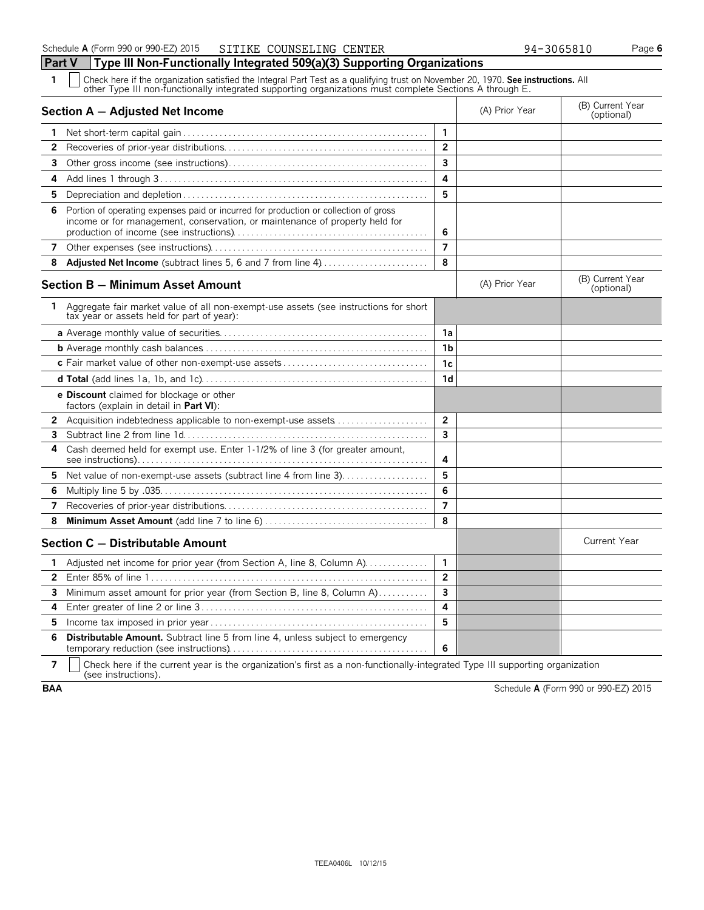Schedule A (Form 990 or 990-EZ) 2015 SITIKE COUNSELING CENTER 94-3065810

## Part V Type III Non-Functionally Integrated 509(a)(3) Supporting Organizations

**1** ☐ Check here if the organization satisfied the Integral Part Test as a qualifying trust on November 20, 1970. **See instructions.** All other Type III non-functionally integrated supporting organizations must complete Sections A through E.

| Section A — Adjusted Net Income | | (A) Prior Year | (B) Current Year (optional) |
|---|---|---|---|
| **1** Net short-term capital gain | 1 | | |
| **2** Recoveries of prior-year distributions | 2 | | |
| **3** Other gross income (see instructions) | 3 | | |
| **4** Add lines 1 through 3 | 4 | | |
| **5** Depreciation and depletion | 5 | | |
| **6** Portion of operating expenses paid or incurred for production or collection of gross income or for management, conservation, or maintenance of property held for production of income (see instructions) | 6 | | |
| **7** Other expenses (see instructions) | 7 | | |
| **8** **Adjusted Net Income** (subtract lines 5, 6 and 7 from line 4) | 8 | | |

| Section B — Minimum Asset Amount | | (A) Prior Year | (B) Current Year (optional) |
|---|---|---|---|
| **1** Aggregate fair market value of all non-exempt-use assets (see instructions for short tax year or assets held for part of year): | | | |
| **a** Average monthly value of securities | 1a | | |
| **b** Average monthly cash balances | 1b | | |
| **c** Fair market value of other non-exempt-use assets | 1c | | |
| **d Total** (add lines 1a, 1b, and 1c) | 1d | | |
| **e Discount** claimed for blockage or other factors (explain in detail in **Part VI**): | | | |
| **2** Acquisition indebtedness applicable to non-exempt-use assets | 2 | | |
| **3** Subtract line 2 from line 1d | 3 | | |
| **4** Cash deemed held for exempt use. Enter 1-1/2% of line 3 (for greater amount, see instructions) | 4 | | |
| **5** Net value of non-exempt-use assets (subtract line 4 from line 3) | 5 | | |
| **6** Multiply line 5 by .035 | 6 | | |
| **7** Recoveries of prior-year distributions | 7 | | |
| **8** **Minimum Asset Amount** (add line 7 to line 6) | 8 | | |

| Section C — Distributable Amount | | | Current Year |
|---|---|---|---|
| **1** Adjusted net income for prior year (from Section A, line 8, Column A) | 1 | | |
| **2** Enter 85% of line 1 | 2 | | |
| **3** Minimum asset amount for prior year (from Section B, line 8, Column A) | 3 | | |
| **4** Enter greater of line 2 or line 3 | 4 | | |
| **5** Income tax imposed in prior year | 5 | | |
| **6** **Distributable Amount.** Subtract line 5 from line 4, unless subject to emergency temporary reduction (see instructions) | 6 | | |

**7** ☐ Check here if the current year is the organization's first as a non-functionally-integrated Type III supporting organization (see instructions).

**BAA** Schedule **A** (Form 990 or 990-EZ) 2015

TEEA0406L 10/12/15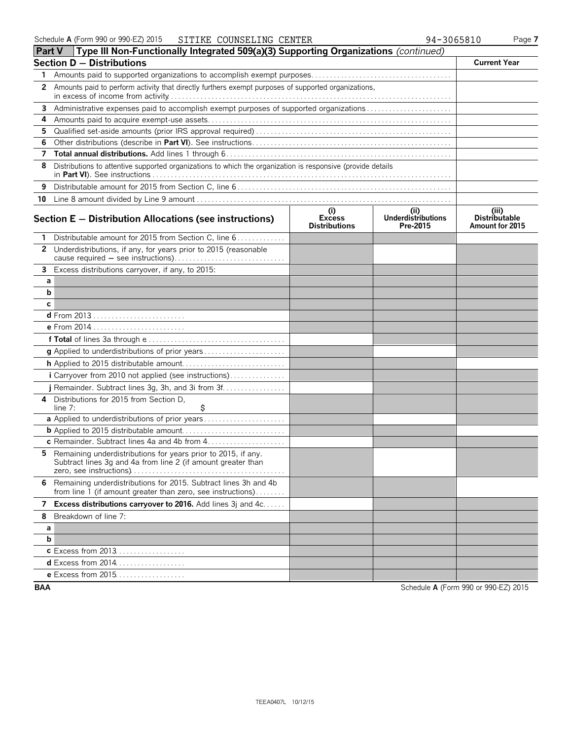Schedule A (Form 990 or 990-EZ) 2015 SITIKE COUNSELING CENTER 94-3065810

## Part V Type III Non-Functionally Integrated 509(a)(3) Supporting Organizations *(continued)*

### Section D — Distributions

| | | Current Year |
|---|---|---|
| 1 | Amounts paid to supported organizations to accomplish exempt purposes | |
| 2 | Amounts paid to perform activity that directly furthers exempt purposes of supported organizations, in excess of income from activity | |
| 3 | Administrative expenses paid to accomplish exempt purposes of supported organizations | |
| 4 | Amounts paid to acquire exempt-use assets | |
| 5 | Qualified set-aside amounts (prior IRS approval required) | |
| 6 | Other distributions (describe in **Part VI**). See instructions | |
| 7 | **Total annual distributions.** Add lines 1 through 6 | |
| 8 | Distributions to attentive supported organizations to which the organization is responsive (provide details in **Part VI**). See instructions | |
| 9 | Distributable amount for 2015 from Section C, line 6 | |
| 10 | Line 8 amount divided by Line 9 amount | |

### Section E — Distribution Allocations (see instructions)

| | | (i) Excess Distributions | (ii) Underdistributions Pre-2015 | (iii) Distributable Amount for 2015 |
|---|---|---|---|---|
| 1 | Distributable amount for 2015 from Section C, line 6 | | | |
| 2 | Underdistributions, if any, for years prior to 2015 (reasonable cause required — see instructions) | | | |
| 3 | Excess distributions carryover, if any, to 2015: | | | |
| a | | | | |
| b | | | | |
| c | | | | |
| d | From 2013 | | | |
| e | From 2014 | | | |
| f | **Total** of lines 3a through e | | | |
| g | Applied to underdistributions of prior years | | | |
| h | Applied to 2015 distributable amount | | | |
| i | Carryover from 2010 not applied (see instructions) | | | |
| j | Remainder. Subtract lines 3g, 3h, and 3i from 3f | | | |
| 4 | Distributions for 2015 from Section D, line 7: $ | | | |
| a | Applied to underdistributions of prior years | | | |
| b | Applied to 2015 distributable amount | | | |
| c | Remainder. Subtract lines 4a and 4b from 4 | | | |
| 5 | Remaining underdistributions for years prior to 2015, if any. Subtract lines 3g and 4a from line 2 (if amount greater than zero, see instructions) | | | |
| 6 | Remaining underdistributions for 2015. Subtract lines 3h and 4b from line 1 (if amount greater than zero, see instructions) | | | |
| 7 | **Excess distributions carryover to 2016.** Add lines 3j and 4c | | | |
| 8 | Breakdown of line 7: | | | |
| a | | | | |
| b | | | | |
| c | Excess from 2013 | | | |
| d | Excess from 2014 | | | |
| e | Excess from 2015 | | | |

BAA Schedule A (Form 990 or 990-EZ) 2015

TEEA0407L 10/12/15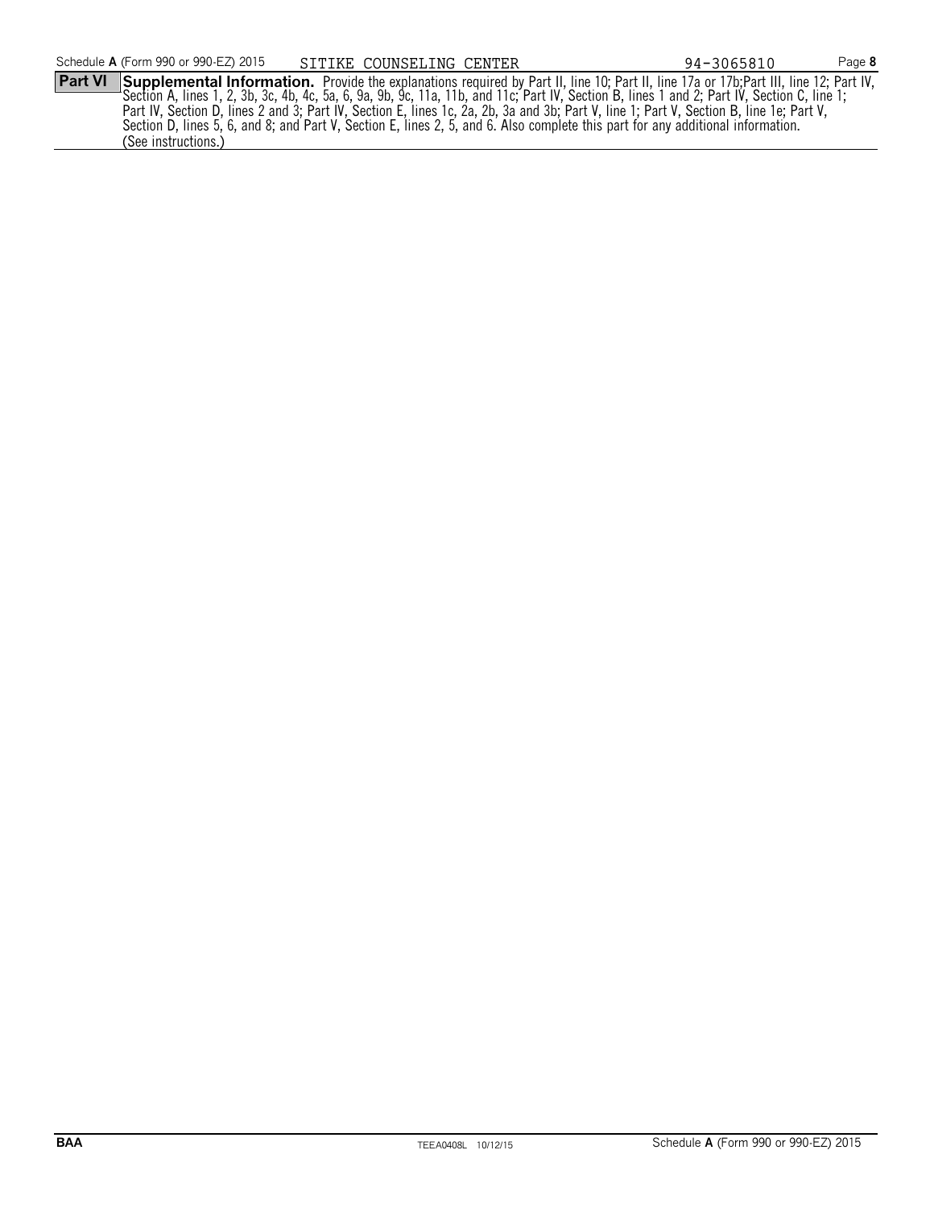**Part VI** **Supplemental Information.** Provide the explanations required by Part II, line 10; Part II, line 17a or 17b;Part III, line 12; Part IV, Section A, lines 1, 2, 3b, 3c, 4b, 4c, 5a, 6, 9a, 9b, 9c, 11a, 11b, and 11c; Part IV, Section B, lines 1 and 2; Part IV, Section C, line 1; Part IV, Section D, lines 2 and 3; Part IV, Section E, lines 1c, 2a, 2b, 3a and 3b; Part V, line 1; Part V, Section B, line 1e; Part V, Section D, lines 5, 6, and 8; and Part V, Section E, lines 2, 5, and 6. Also complete this part for any additional information. (See instructions.)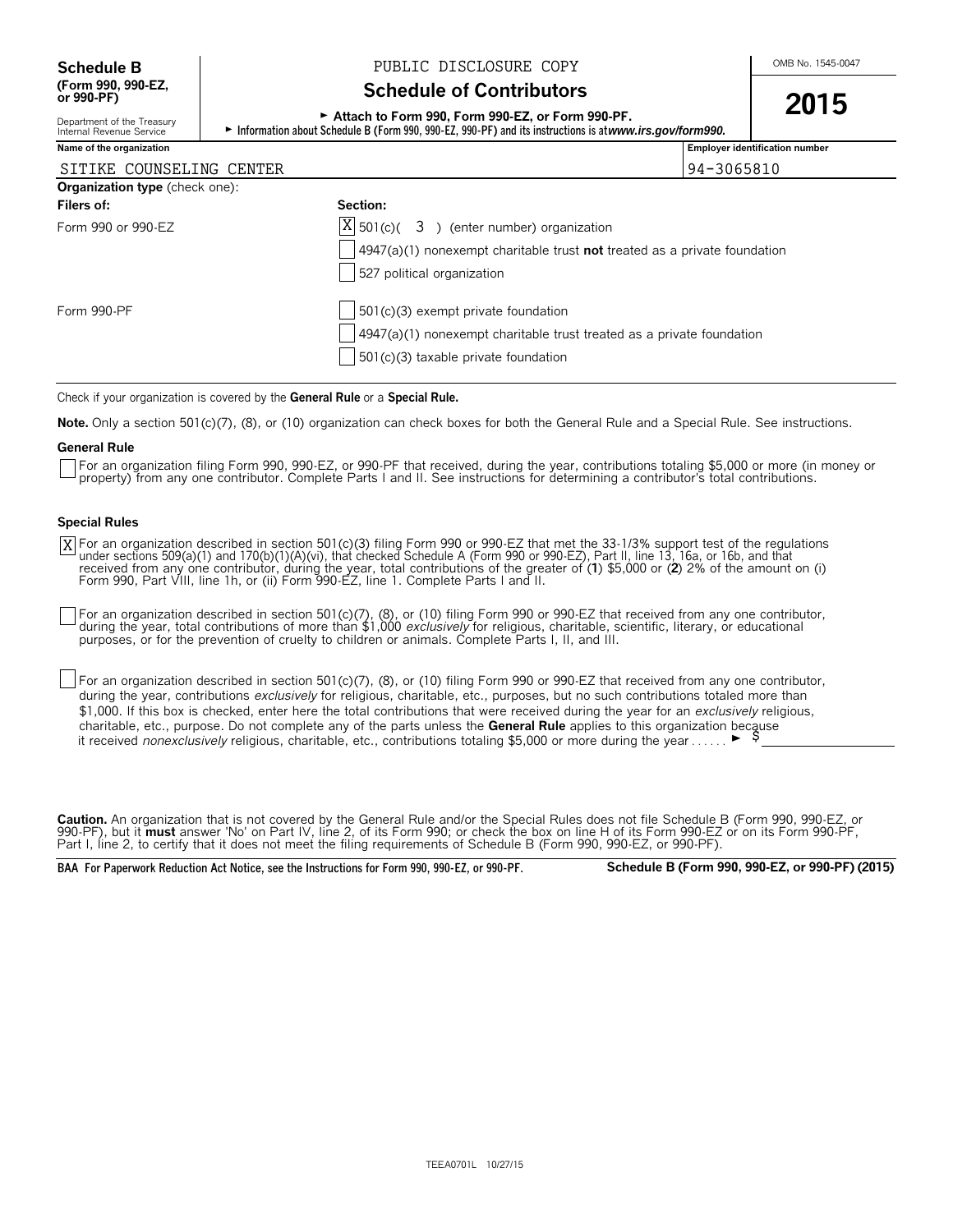**Schedule B**
**(Form 990, 990-EZ, or 990-PF)**

Department of the Treasury
Internal Revenue Service

PUBLIC DISCLOSURE COPY

# Schedule of Contributors

► **Attach to Form 990, Form 990-EZ, or Form 990-PF.**
► **Information about Schedule B (Form 990, 990-EZ, 990-PF) and its instructions is at *www.irs.gov/form990.***

OMB No. 1545-0047

**2015**

| **Name of the organization** | **Employer identification number** |
|---|---|
| SITIKE COUNSELING CENTER | 94-3065810 |

**Organization type** (check one):

| **Filers of:** | **Section:** |
|---|---|
| Form 990 or 990-EZ | [X] 501(c)( 3 ) (enter number) organization |
| | [ ] 4947(a)(1) nonexempt charitable trust **not** treated as a private foundation |
| | [ ] 527 political organization |
| Form 990-PF | [ ] 501(c)(3) exempt private foundation |
| | [ ] 4947(a)(1) nonexempt charitable trust treated as a private foundation |
| | [ ] 501(c)(3) taxable private foundation |

Check if your organization is covered by the **General Rule** or a **Special Rule.**

**Note.** Only a section 501(c)(7), (8), or (10) organization can check boxes for both the General Rule and a Special Rule. See instructions.

**General Rule**

[ ] For an organization filing Form 990, 990-EZ, or 990-PF that received, during the year, contributions totaling $5,000 or more (in money or property) from any one contributor. Complete Parts I and II. See instructions for determining a contributor's total contributions.

**Special Rules**

[X] For an organization described in section 501(c)(3) filing Form 990 or 990-EZ that met the 33-1/3% support test of the regulations under sections 509(a)(1) and 170(b)(1)(A)(vi), that checked Schedule A (Form 990 or 990-EZ), Part II, line 13, 16a, or 16b, and that received from any one contributor, during the year, total contributions of the greater of (**1**) $5,000 or (**2**) 2% of the amount on (i) Form 990, Part VIII, line 1h, or (ii) Form 990-EZ, line 1. Complete Parts I and II.

[ ] For an organization described in section 501(c)(7), (8), or (10) filing Form 990 or 990-EZ that received from any one contributor, during the year, total contributions of more than $1,000 *exclusively* for religious, charitable, scientific, literary, or educational purposes, or for the prevention of cruelty to children or animals. Complete Parts I, II, and III.

[ ] For an organization described in section 501(c)(7), (8), or (10) filing Form 990 or 990-EZ that received from any one contributor, during the year, contributions *exclusively* for religious, charitable, etc., purposes, but no such contributions totaled more than $1,000. If this box is checked, enter here the total contributions that were received during the year for an *exclusively* religious, charitable, etc., purpose. Do not complete any of the parts unless the **General Rule** applies to this organization because it received *nonexclusively* religious, charitable, etc., contributions totaling $5,000 or more during the year . . . . . . ► $

**Caution.** An organization that is not covered by the General Rule and/or the Special Rules does not file Schedule B (Form 990, 990-EZ, or 990-PF), but it **must** answer 'No' on Part IV, line 2, of its Form 990; or check the box on line H of its Form 990-EZ or on its Form 990-PF, Part I, line 2, to certify that it does not meet the filing requirements of Schedule B (Form 990, 990-EZ, or 990-PF).

**BAA For Paperwork Reduction Act Notice, see the Instructions for Form 990, 990-EZ, or 990-PF.** **Schedule B (Form 990, 990-EZ, or 990-PF) (2015)**

TEEA0701L 10/27/15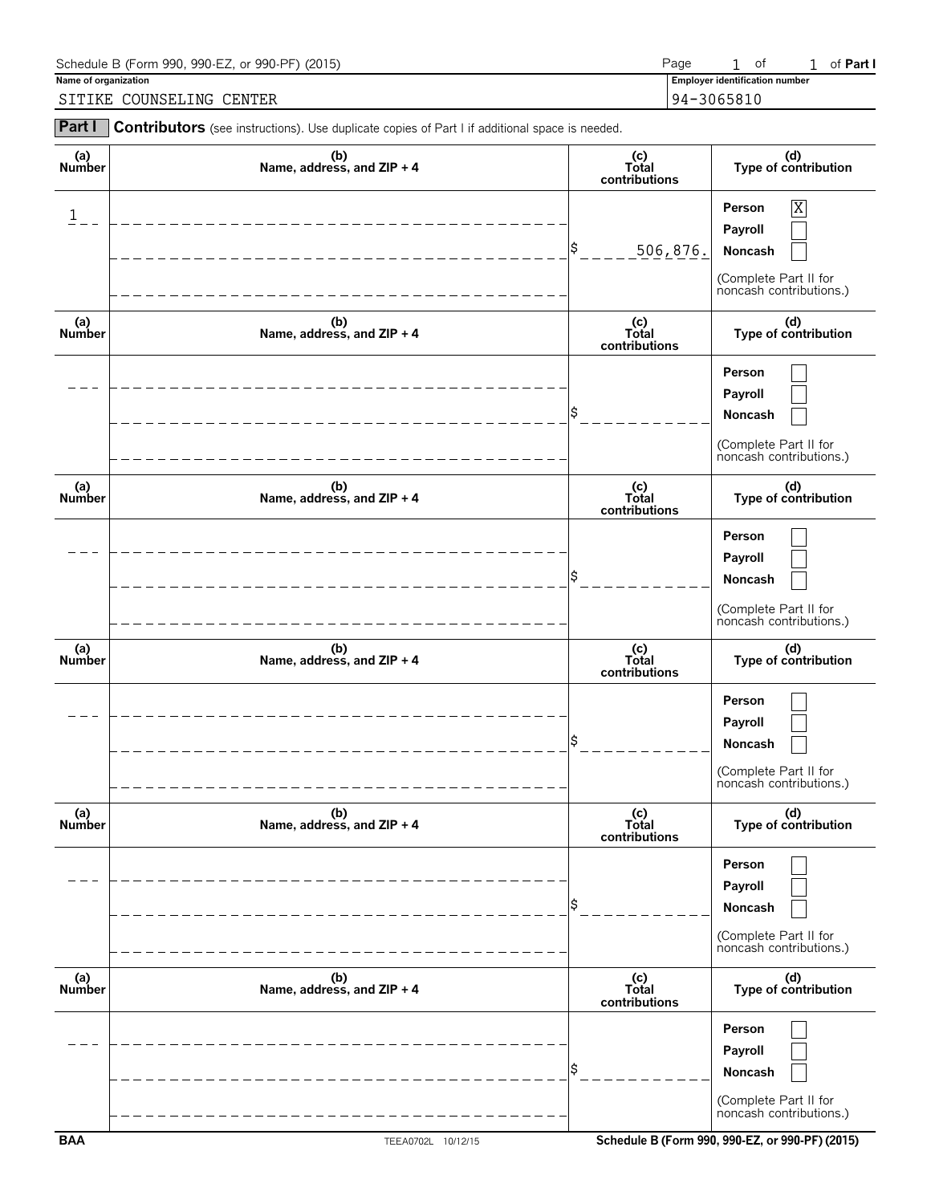Schedule B (Form 990, 990-EZ, or 990-PF) (2015) Page 1 of 1 of **Part I**

**Name of organization**

SITIKE COUNSELING CENTER

**Employer identification number**

94-3065810

**Part I** **Contributors** (see instructions). Use duplicate copies of Part I if additional space is needed.

| (a) Number | (b) Name, address, and ZIP + 4 | (c) Total contributions | (d) Type of contribution |
|---|---|---|---|
| 1 | | $ 506,876. | Person [X] Payroll [ ] Noncash [ ] (Complete Part II for noncash contributions.) |
| | | $ | Person [ ] Payroll [ ] Noncash [ ] (Complete Part II for noncash contributions.) |
| | | $ | Person [ ] Payroll [ ] Noncash [ ] (Complete Part II for noncash contributions.) |
| | | $ | Person [ ] Payroll [ ] Noncash [ ] (Complete Part II for noncash contributions.) |
| | | $ | Person [ ] Payroll [ ] Noncash [ ] (Complete Part II for noncash contributions.) |
| | | $ | Person [ ] Payroll [ ] Noncash [ ] (Complete Part II for noncash contributions.) |

BAA TEEA0702L 10/12/15 Schedule B (Form 990, 990-EZ, or 990-PF) (2015)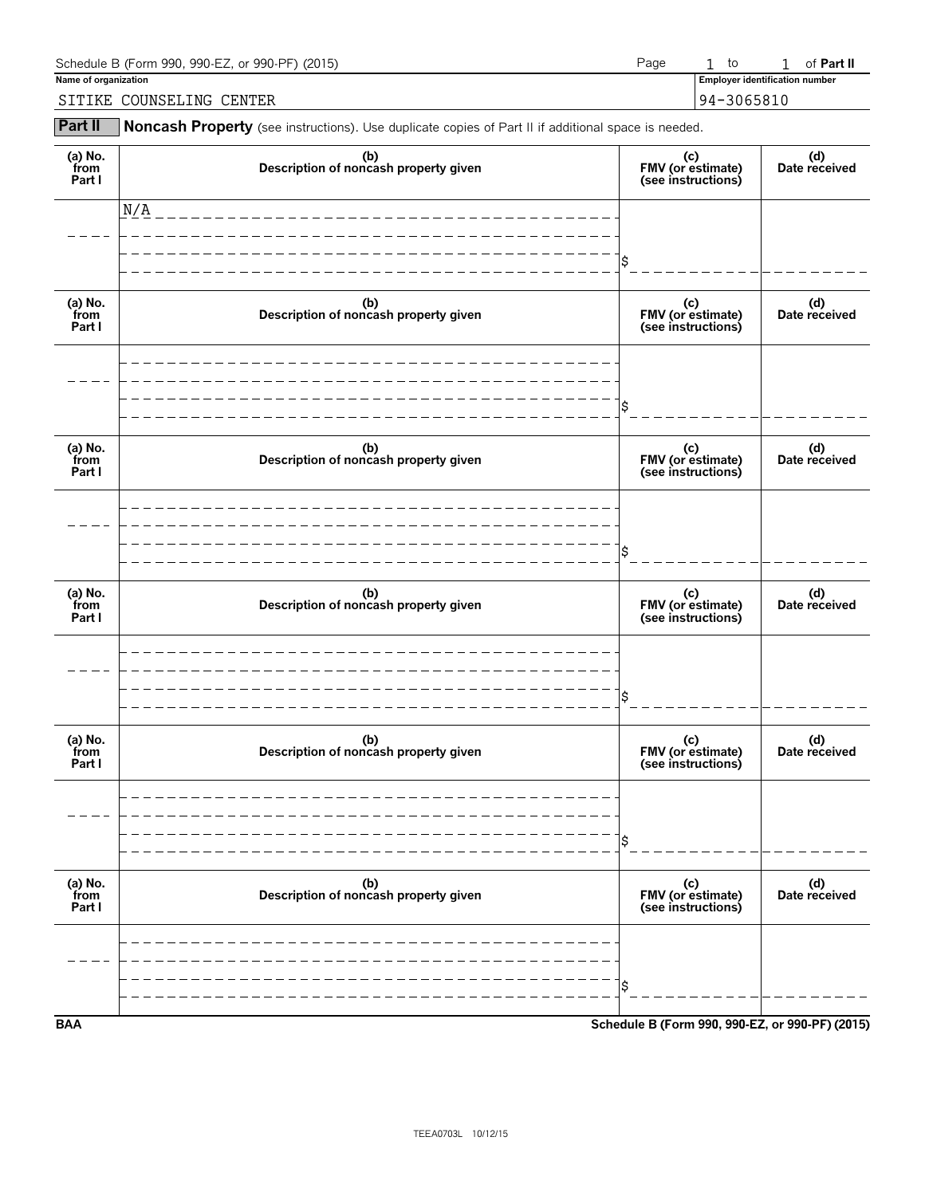Schedule B (Form 990, 990-EZ, or 990-PF) (2015) Page 1 to 1 of **Part II**

**Name of organization**

SITIKE COUNSELING CENTER

**Employer identification number**

94-3065810

## Part II Noncash Property (see instructions). Use duplicate copies of Part II if additional space is needed.

| (a) No. from Part I | (b) Description of noncash property given | (c) FMV (or estimate) (see instructions) | (d) Date received |
|---|---|---|---|
| | N/A | $ | |

| (a) No. from Part I | (b) Description of noncash property given | (c) FMV (or estimate) (see instructions) | (d) Date received |
|---|---|---|---|
| | | $ | |

| (a) No. from Part I | (b) Description of noncash property given | (c) FMV (or estimate) (see instructions) | (d) Date received |
|---|---|---|---|
| | | $ | |

| (a) No. from Part I | (b) Description of noncash property given | (c) FMV (or estimate) (see instructions) | (d) Date received |
|---|---|---|---|
| | | $ | |

| (a) No. from Part I | (b) Description of noncash property given | (c) FMV (or estimate) (see instructions) | (d) Date received |
|---|---|---|---|
| | | $ | |

| (a) No. from Part I | (b) Description of noncash property given | (c) FMV (or estimate) (see instructions) | (d) Date received |
|---|---|---|---|
| | | $ | |

BAA **Schedule B (Form 990, 990-EZ, or 990-PF) (2015)**

TEEA0703L 10/12/15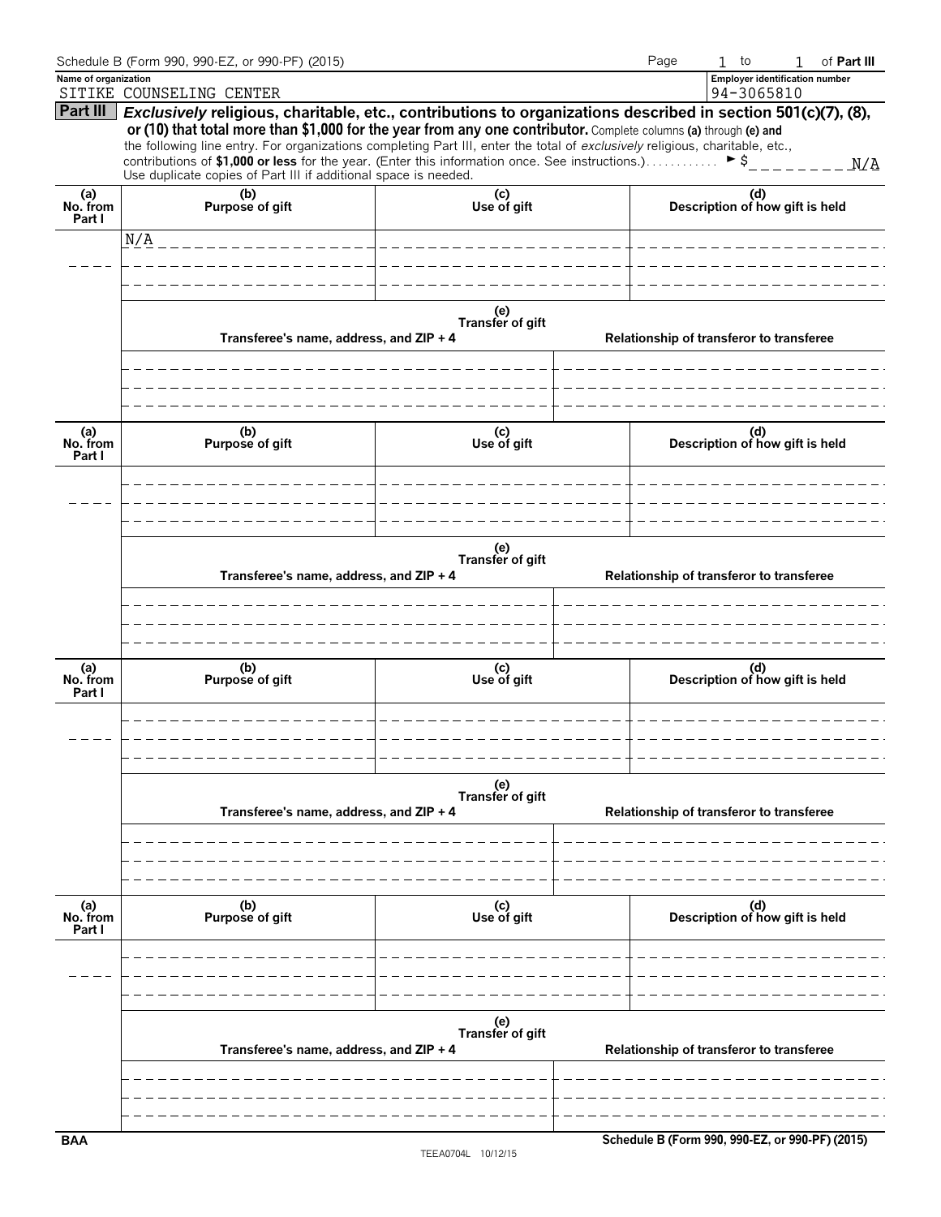Schedule B (Form 990, 990-EZ, or 990-PF) (2015)

Page 1 to 1 of **Part III**

**Name of organization**
SITIKE COUNSELING CENTER

**Employer identification number**
94-3065810

**Part III** ***Exclusively*** **religious, charitable, etc., contributions to organizations described in section 501(c)(7), (8), or (10) that total more than $1,000 for the year from any one contributor.** Complete columns **(a)** through **(e)** and the following line entry. For organizations completing Part III, enter the total of *exclusively* religious, charitable, etc., contributions of **$1,000 or less** for the year. (Enter this information once. See instructions.) . . . . . . . . . . . . ► $ N/A

Use duplicate copies of Part III if additional space is needed.

| (a) No. from Part I | (b) Purpose of gift | (c) Use of gift | (d) Description of how gift is held |
|---|---|---|---|
| | N/A | | |

| (e) Transfer of gift | |
|---|---|
| Transferee's name, address, and ZIP + 4 | Relationship of transferor to transferee |
| | |

| (a) No. from Part I | (b) Purpose of gift | (c) Use of gift | (d) Description of how gift is held |
|---|---|---|---|
| | | | |

| (e) Transfer of gift | |
|---|---|
| Transferee's name, address, and ZIP + 4 | Relationship of transferor to transferee |
| | |

| (a) No. from Part I | (b) Purpose of gift | (c) Use of gift | (d) Description of how gift is held |
|---|---|---|---|
| | | | |

| (e) Transfer of gift | |
|---|---|
| Transferee's name, address, and ZIP + 4 | Relationship of transferor to transferee |
| | |

| (a) No. from Part I | (b) Purpose of gift | (c) Use of gift | (d) Description of how gift is held |
|---|---|---|---|
| | | | |

| (e) Transfer of gift | |
|---|---|
| Transferee's name, address, and ZIP + 4 | Relationship of transferor to transferee |
| | |

BAA

TEEA0704L 10/12/15

**Schedule B (Form 990, 990-EZ, or 990-PF) (2015)**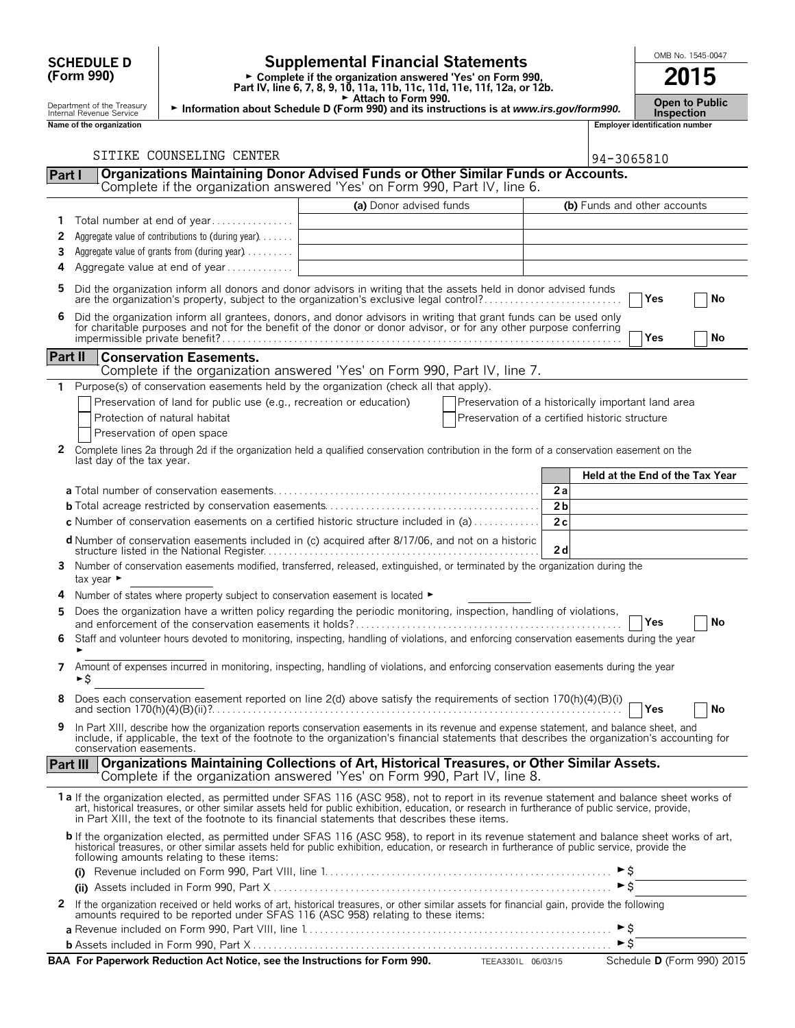**SCHEDULE D (Form 990)**

Department of the Treasury
Internal Revenue Service

# Supplemental Financial Statements

► Complete if the organization answered 'Yes' on Form 990, Part IV, line 6, 7, 8, 9, 10, 11a, 11b, 11c, 11d, 11e, 11f, 12a, or 12b.
► Attach to Form 990.
► Information about Schedule D (Form 990) and its instructions is at *www.irs.gov/form990.*

OMB No. 1545-0047

**2015**

**Open to Public Inspection**

Name of the organization: SITIKE COUNSELING CENTER

Employer identification number: 94-3065810

## Part I — Organizations Maintaining Donor Advised Funds or Other Similar Funds or Accounts.
Complete if the organization answered 'Yes' on Form 990, Part IV, line 6.

| | | (a) Donor advised funds | (b) Funds and other accounts |
|---|---|---|---|
| 1 | Total number at end of year | | |
| 2 | Aggregate value of contributions to (during year) | | |
| 3 | Aggregate value of grants from (during year) | | |
| 4 | Aggregate value at end of year | | |

5 Did the organization inform all donors and donor advisors in writing that the assets held in donor advised funds are the organization's property, subject to the organization's exclusive legal control? ☐ Yes ☐ No

6 Did the organization inform all grantees, donors, and donor advisors in writing that grant funds can be used only for charitable purposes and not for the benefit of the donor or donor advisor, or for any other purpose conferring impermissible private benefit? ☐ Yes ☐ No

## Part II — Conservation Easements.
Complete if the organization answered 'Yes' on Form 990, Part IV, line 7.

1 Purpose(s) of conservation easements held by the organization (check all that apply).

- ☐ Preservation of land for public use (e.g., recreation or education)
- ☐ Protection of natural habitat
- ☐ Preservation of open space
- ☐ Preservation of a historically important land area
- ☐ Preservation of a certified historic structure

2 Complete lines 2a through 2d if the organization held a qualified conservation contribution in the form of a conservation easement on the last day of the tax year.

| | | Held at the End of the Tax Year |
|---|---|---|
| **a** Total number of conservation easements | 2a | |
| **b** Total acreage restricted by conservation easements | 2b | |
| **c** Number of conservation easements on a certified historic structure included in (a) | 2c | |
| **d** Number of conservation easements included in (c) acquired after 8/17/06, and not on a historic structure listed in the National Register | 2d | |

3 Number of conservation easements modified, transferred, released, extinguished, or terminated by the organization during the tax year ►

4 Number of states where property subject to conservation easement is located ►

5 Does the organization have a written policy regarding the periodic monitoring, inspection, handling of violations, and enforcement of the conservation easements it holds? ☐ Yes ☐ No

6 Staff and volunteer hours devoted to monitoring, inspecting, handling of violations, and enforcing conservation easements during the year ►

7 Amount of expenses incurred in monitoring, inspecting, handling of violations, and enforcing conservation easements during the year ►$

8 Does each conservation easement reported on line 2(d) above satisfy the requirements of section 170(h)(4)(B)(i) and section 170(h)(4)(B)(ii)? ☐ Yes ☐ No

9 In Part XIII, describe how the organization reports conservation easements in its revenue and expense statement, and balance sheet, and include, if applicable, the text of the footnote to the organization's financial statements that describes the organization's accounting for conservation easements.

## Part III — Organizations Maintaining Collections of Art, Historical Treasures, or Other Similar Assets.
Complete if the organization answered 'Yes' on Form 990, Part IV, line 8.

**1a** If the organization elected, as permitted under SFAS 116 (ASC 958), not to report in its revenue statement and balance sheet works of art, historical treasures, or other similar assets held for public exhibition, education, or research in furtherance of public service, provide, in Part XIII, the text of the footnote to its financial statements that describes these items.

**b** If the organization elected, as permitted under SFAS 116 (ASC 958), to report in its revenue statement and balance sheet works of art, historical treasures, or other similar assets held for public exhibition, education, or research in furtherance of public service, provide the following amounts relating to these items:

(i) Revenue included on Form 990, Part VIII, line 1 ►$

(ii) Assets included in Form 990, Part X ►$

2 If the organization received or held works of art, historical treasures, or other similar assets for financial gain, provide the following amounts required to be reported under SFAS 116 (ASC 958) relating to these items:

**a** Revenue included on Form 990, Part VIII, line 1 ►$

**b** Assets included in Form 990, Part X ►$

**BAA For Paperwork Reduction Act Notice, see the Instructions for Form 990.** TEEA3301L 06/03/15 Schedule **D** (Form 990) 2015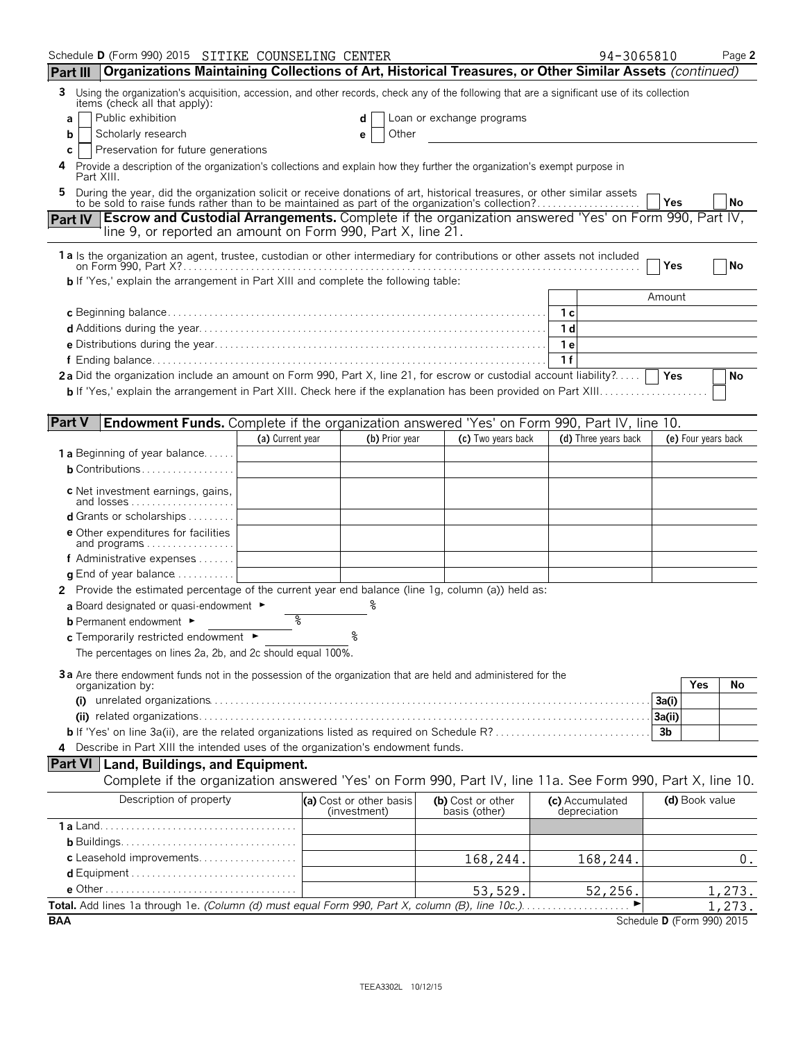Schedule D (Form 990) 2015 SITIKE COUNSELING CENTER 94-3065810 Page 2

## Part III Organizations Maintaining Collections of Art, Historical Treasures, or Other Similar Assets *(continued)*

3 Using the organization's acquisition, accession, and other records, check any of the following that are a significant use of its collection items (check all that apply):

- a ☐ Public exhibition
- b ☐ Scholarly research
- c ☐ Preservation for future generations
- d ☐ Loan or exchange programs
- e ☐ Other

4 Provide a description of the organization's collections and explain how they further the organization's exempt purpose in Part XIII.

5 During the year, did the organization solicit or receive donations of art, historical treasures, or other similar assets to be sold to raise funds rather than to be maintained as part of the organization's collection? ☐ Yes ☐ No

## Part IV Escrow and Custodial Arrangements. Complete if the organization answered 'Yes' on Form 990, Part IV, line 9, or reported an amount on Form 990, Part X, line 21.

1a Is the organization an agent, trustee, custodian or other intermediary for contributions or other assets not included on Form 990, Part X? ☐ Yes ☐ No

b If 'Yes,' explain the arrangement in Part XIII and complete the following table:

| | | Amount |
|---|---|---|
| c Beginning balance | 1c | |
| d Additions during the year | 1d | |
| e Distributions during the year | 1e | |
| f Ending balance | 1f | |

2a Did the organization include an amount on Form 990, Part X, line 21, for escrow or custodial account liability? ☐ Yes ☐ No

b If 'Yes,' explain the arrangement in Part XIII. Check here if the explanation has been provided on Part XIII ☐

## Part V Endowment Funds. Complete if the organization answered 'Yes' on Form 990, Part IV, line 10.

| | (a) Current year | (b) Prior year | (c) Two years back | (d) Three years back | (e) Four years back |
|---|---|---|---|---|---|
| 1a Beginning of year balance | | | | | |
| b Contributions | | | | | |
| c Net investment earnings, gains, and losses | | | | | |
| d Grants or scholarships | | | | | |
| e Other expenditures for facilities and programs | | | | | |
| f Administrative expenses | | | | | |
| g End of year balance | | | | | |

2 Provide the estimated percentage of the current year end balance (line 1g, column (a)) held as:

a Board designated or quasi-endowment ► %

b Permanent endowment ► %

c Temporarily restricted endowment ► %

The percentages on lines 2a, 2b, and 2c should equal 100%.

3a Are there endowment funds not in the possession of the organization that are held and administered for the organization by:

| | | Yes | No |
|---|---|---|---|
| (i) unrelated organizations | 3a(i) | | |
| (ii) related organizations | 3a(ii) | | |
| b If 'Yes' on line 3a(ii), are the related organizations listed as required on Schedule R? | 3b | | |

4 Describe in Part XIII the intended uses of the organization's endowment funds.

## Part VI Land, Buildings, and Equipment.

Complete if the organization answered 'Yes' on Form 990, Part IV, line 11a. See Form 990, Part X, line 10.

| Description of property | (a) Cost or other basis (investment) | (b) Cost or other basis (other) | (c) Accumulated depreciation | (d) Book value |
|---|---|---|---|---|
| 1a Land | | | | |
| b Buildings | | | | |
| c Leasehold improvements | | 168,244. | 168,244. | 0. |
| d Equipment | | | | |
| e Other | | 53,529. | 52,256. | 1,273. |
| **Total.** Add lines 1a through 1e. *(Column (d) must equal Form 990, Part X, column (B), line 10c.)* | | | | 1,273. |

BAA Schedule D (Form 990) 2015

TEEA3302L 10/12/15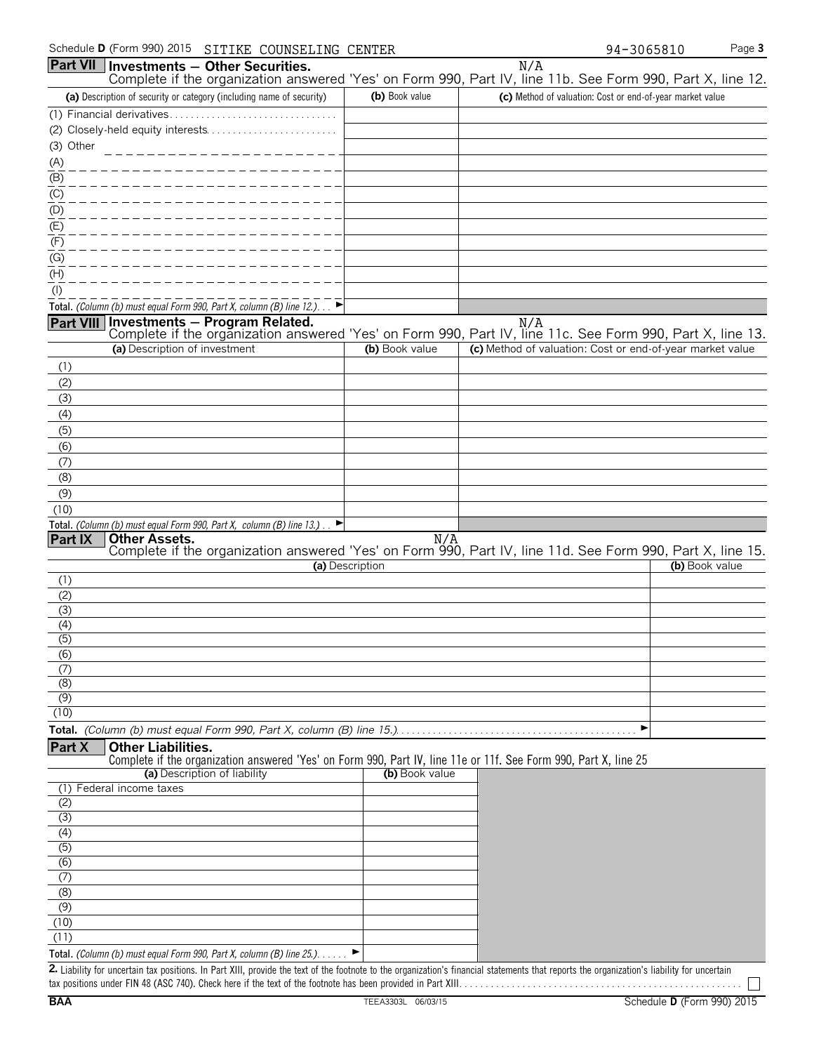Schedule **D** (Form 990) 2015 SITIKE COUNSELING CENTER 94-3065810

## Part VII Investments — Other Securities.

N/A

Complete if the organization answered 'Yes' on Form 990, Part IV, line 11b. See Form 990, Part X, line 12.

| (a) Description of security or category (including name of security) | (b) Book value | (c) Method of valuation: Cost or end-of-year market value |
|---|---|---|
| (1) Financial derivatives | | |
| (2) Closely-held equity interests | | |
| (3) Other | | |
| (A) | | |
| (B) | | |
| (C) | | |
| (D) | | |
| (E) | | |
| (F) | | |
| (G) | | |
| (H) | | |
| (I) | | |
| **Total.** *(Column (b) must equal Form 990, Part X, column (B) line 12.)* ► | | |

## Part VIII Investments — Program Related.

N/A

Complete if the organization answered 'Yes' on Form 990, Part IV, line 11c. See Form 990, Part X, line 13.

| (a) Description of investment | (b) Book value | (c) Method of valuation: Cost or end-of-year market value |
|---|---|---|
| (1) | | |
| (2) | | |
| (3) | | |
| (4) | | |
| (5) | | |
| (6) | | |
| (7) | | |
| (8) | | |
| (9) | | |
| (10) | | |
| **Total.** *(Column (b) must equal Form 990, Part X, column (B) line 13.)* ► | | |

## Part IX Other Assets.

N/A

Complete if the organization answered 'Yes' on Form 990, Part IV, line 11d. See Form 990, Part X, line 15.

| (a) Description | (b) Book value |
|---|---|
| (1) | |
| (2) | |
| (3) | |
| (4) | |
| (5) | |
| (6) | |
| (7) | |
| (8) | |
| (9) | |
| (10) | |
| **Total.** *(Column (b) must equal Form 990, Part X, column (B) line 15.)* ► | |

## Part X Other Liabilities.

Complete if the organization answered 'Yes' on Form 990, Part IV, line 11e or 11f. See Form 990, Part X, line 25

| (a) Description of liability | (b) Book value |
|---|---|
| (1) Federal income taxes | |
| (2) | |
| (3) | |
| (4) | |
| (5) | |
| (6) | |
| (7) | |
| (8) | |
| (9) | |
| (10) | |
| (11) | |
| **Total.** *(Column (b) must equal Form 990, Part X, column (B) line 25.)* ► | |

**2.** Liability for uncertain tax positions. In Part XIII, provide the text of the footnote to the organization's financial statements that reports the organization's liability for uncertain tax positions under FIN 48 (ASC 740). Check here if the text of the footnote has been provided in Part XIII ☐

BAA TEEA3303L 06/03/15 Schedule **D** (Form 990) 2015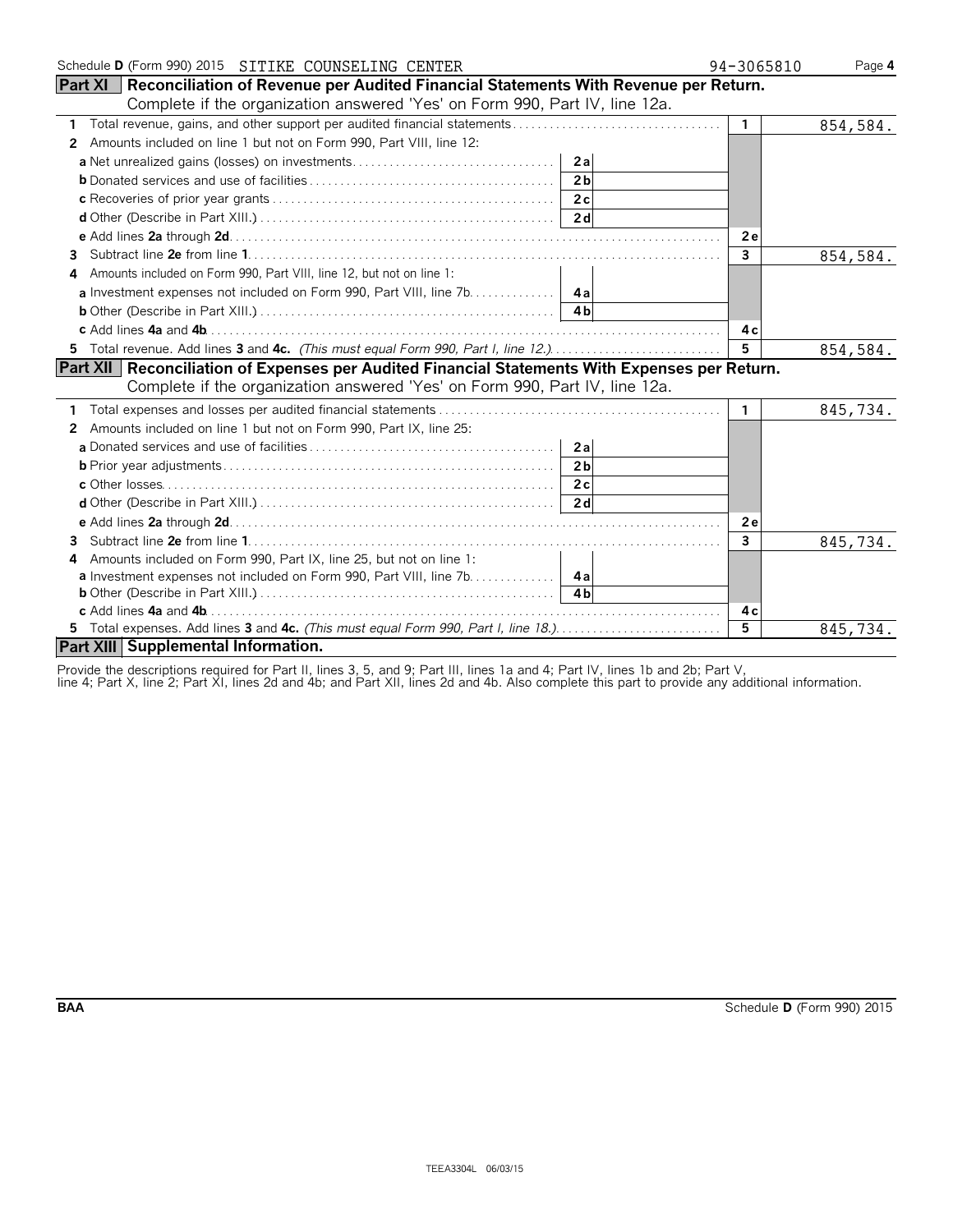Schedule D (Form 990) 2015 SITIKE COUNSELING CENTER 94-3065810 Page 4

## Part XI Reconciliation of Revenue per Audited Financial Statements With Revenue per Return.

Complete if the organization answered 'Yes' on Form 990, Part IV, line 12a.

| | | | | |
|---|---|---|---|---|
| 1 | Total revenue, gains, and other support per audited financial statements | | 1 | 854,584. |
| 2 | Amounts included on line 1 but not on Form 990, Part VIII, line 12: | | | |
| | a Net unrealized gains (losses) on investments | 2a | | |
| | b Donated services and use of facilities | 2b | | |
| | c Recoveries of prior year grants | 2c | | |
| | d Other (Describe in Part XIII.) | 2d | | |
| | e Add lines 2a through 2d | | 2e | |
| 3 | Subtract line 2e from line 1 | | 3 | 854,584. |
| 4 | Amounts included on Form 990, Part VIII, line 12, but not on line 1: | | | |
| | a Investment expenses not included on Form 990, Part VIII, line 7b | 4a | | |
| | b Other (Describe in Part XIII.) | 4b | | |
| | c Add lines 4a and 4b | | 4c | |
| 5 | Total revenue. Add lines **3** and **4c.** *(This must equal Form 990, Part I, line 12.)* | | 5 | 854,584. |

## Part XII Reconciliation of Expenses per Audited Financial Statements With Expenses per Return.

Complete if the organization answered 'Yes' on Form 990, Part IV, line 12a.

| | | | | |
|---|---|---|---|---|
| 1 | Total expenses and losses per audited financial statements | | 1 | 845,734. |
| 2 | Amounts included on line 1 but not on Form 990, Part IX, line 25: | | | |
| | a Donated services and use of facilities | 2a | | |
| | b Prior year adjustments | 2b | | |
| | c Other losses | 2c | | |
| | d Other (Describe in Part XIII.) | 2d | | |
| | e Add lines 2a through 2d | | 2e | |
| 3 | Subtract line 2e from line 1 | | 3 | 845,734. |
| 4 | Amounts included on Form 990, Part IX, line 25, but not on line 1: | | | |
| | a Investment expenses not included on Form 990, Part VIII, line 7b | 4a | | |
| | b Other (Describe in Part XIII.) | 4b | | |
| | c Add lines 4a and 4b | | 4c | |
| 5 | Total expenses. Add lines **3** and **4c.** *(This must equal Form 990, Part I, line 18.)* | | 5 | 845,734. |

## Part XIII Supplemental Information.

Provide the descriptions required for Part II, lines 3, 5, and 9; Part III, lines 1a and 4; Part IV, lines 1b and 2b; Part V, line 4; Part X, line 2; Part XI, lines 2d and 4b; and Part XII, lines 2d and 4b. Also complete this part to provide any additional information.

BAA Schedule D (Form 990) 2015

TEEA3304L 06/03/15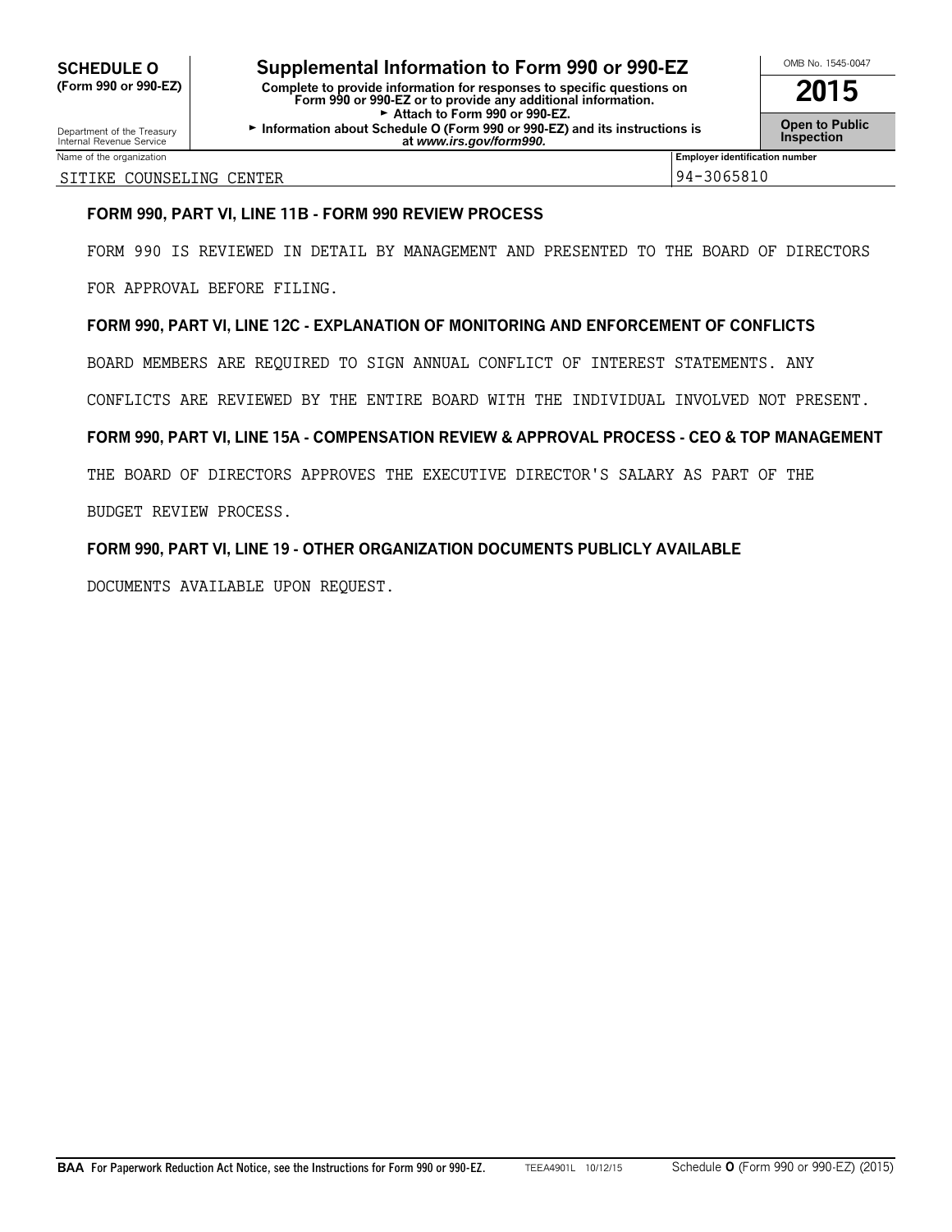**SCHEDULE O**
**(Form 990 or 990-EZ)**

Department of the Treasury
Internal Revenue Service

# Supplemental Information to Form 990 or 990-EZ

**Complete to provide information for responses to specific questions on Form 990 or 990-EZ or to provide any additional information.**
**► Attach to Form 990 or 990-EZ.**
**► Information about Schedule O (Form 990 or 990-EZ) and its instructions is at** ***www.irs.gov/form990.***

OMB No. 1545-0047

**2015**

**Open to Public Inspection**

| Name of the organization | Employer identification number |
|---|---|
| SITIKE COUNSELING CENTER | 94-3065810 |

**FORM 990, PART VI, LINE 11B - FORM 990 REVIEW PROCESS**

FORM 990 IS REVIEWED IN DETAIL BY MANAGEMENT AND PRESENTED TO THE BOARD OF DIRECTORS FOR APPROVAL BEFORE FILING.

**FORM 990, PART VI, LINE 12C - EXPLANATION OF MONITORING AND ENFORCEMENT OF CONFLICTS**

BOARD MEMBERS ARE REQUIRED TO SIGN ANNUAL CONFLICT OF INTEREST STATEMENTS. ANY CONFLICTS ARE REVIEWED BY THE ENTIRE BOARD WITH THE INDIVIDUAL INVOLVED NOT PRESENT.

**FORM 990, PART VI, LINE 15A - COMPENSATION REVIEW & APPROVAL PROCESS - CEO & TOP MANAGEMENT**

THE BOARD OF DIRECTORS APPROVES THE EXECUTIVE DIRECTOR'S SALARY AS PART OF THE BUDGET REVIEW PROCESS.

**FORM 990, PART VI, LINE 19 - OTHER ORGANIZATION DOCUMENTS PUBLICLY AVAILABLE**

DOCUMENTS AVAILABLE UPON REQUEST.

**BAA For Paperwork Reduction Act Notice, see the Instructions for Form 990 or 990-EZ.** TEEA4901L 10/12/15 Schedule **O** (Form 990 or 990-EZ) (2015)